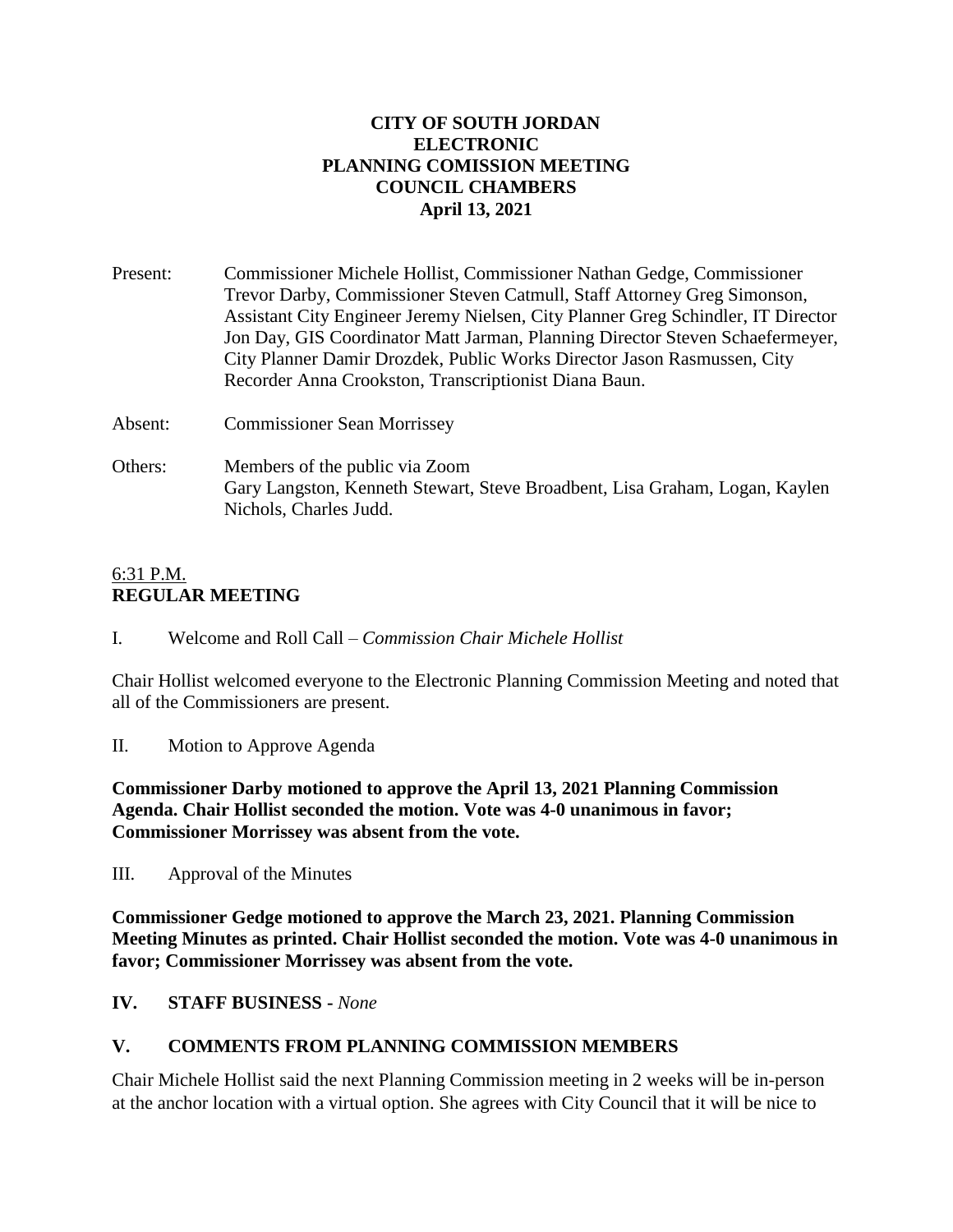**CITY OF SOUTH JORDAN**
**ELECTRONIC**
**PLANNING COMISSION MEETING**
**COUNCIL CHAMBERS**
**April 13, 2021**

Present: Commissioner Michele Hollist, Commissioner Nathan Gedge, Commissioner Trevor Darby, Commissioner Steven Catmull, Staff Attorney Greg Simonson, Assistant City Engineer Jeremy Nielsen, City Planner Greg Schindler, IT Director Jon Day, GIS Coordinator Matt Jarman, Planning Director Steven Schaefermeyer, City Planner Damir Drozdek, Public Works Director Jason Rasmussen, City Recorder Anna Crookston, Transcriptionist Diana Baun.

Absent: Commissioner Sean Morrissey

Others: Members of the public via Zoom
Gary Langston, Kenneth Stewart, Steve Broadbent, Lisa Graham, Logan, Kaylen Nichols, Charles Judd.

6:31 P.M.
**REGULAR MEETING**

I. Welcome and Roll Call – *Commission Chair Michele Hollist*

Chair Hollist welcomed everyone to the Electronic Planning Commission Meeting and noted that all of the Commissioners are present.

II. Motion to Approve Agenda

**Commissioner Darby motioned to approve the April 13, 2021 Planning Commission Agenda. Chair Hollist seconded the motion. Vote was 4-0 unanimous in favor; Commissioner Morrissey was absent from the vote.**

III. Approval of the Minutes

**Commissioner Gedge motioned to approve the March 23, 2021. Planning Commission Meeting Minutes as printed. Chair Hollist seconded the motion. Vote was 4-0 unanimous in favor; Commissioner Morrissey was absent from the vote.**

**IV. STAFF BUSINESS -** *None*

**V. COMMENTS FROM PLANNING COMMISSION MEMBERS**

Chair Michele Hollist said the next Planning Commission meeting in 2 weeks will be in-person at the anchor location with a virtual option. She agrees with City Council that it will be nice to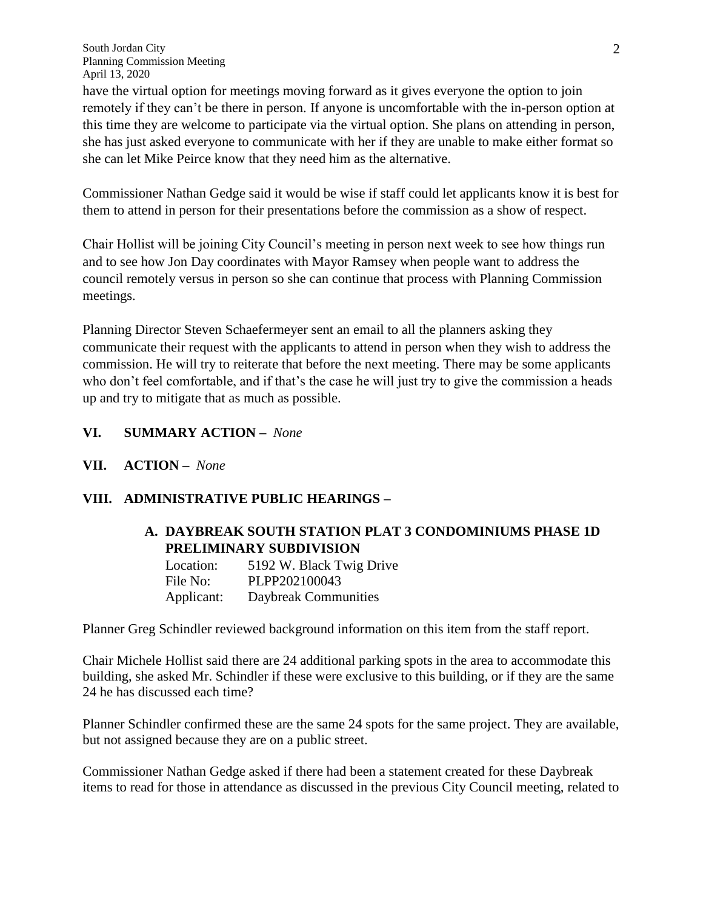have the virtual option for meetings moving forward as it gives everyone the option to join remotely if they can't be there in person. If anyone is uncomfortable with the in-person option at this time they are welcome to participate via the virtual option. She plans on attending in person, she has just asked everyone to communicate with her if they are unable to make either format so she can let Mike Peirce know that they need him as the alternative.

Commissioner Nathan Gedge said it would be wise if staff could let applicants know it is best for them to attend in person for their presentations before the commission as a show of respect.

Chair Hollist will be joining City Council's meeting in person next week to see how things run and to see how Jon Day coordinates with Mayor Ramsey when people want to address the council remotely versus in person so she can continue that process with Planning Commission meetings.

Planning Director Steven Schaefermeyer sent an email to all the planners asking they communicate their request with the applicants to attend in person when they wish to address the commission. He will try to reiterate that before the next meeting. There may be some applicants who don't feel comfortable, and if that's the case he will just try to give the commission a heads up and try to mitigate that as much as possible.

## VI. SUMMARY ACTION – *None*

## VII. ACTION – *None*

## VIII. ADMINISTRATIVE PUBLIC HEARINGS –

### A. DAYBREAK SOUTH STATION PLAT 3 CONDOMINIUMS PHASE 1D PRELIMINARY SUBDIVISION

Location: 5192 W. Black Twig Drive
File No: PLPP202100043
Applicant: Daybreak Communities

Planner Greg Schindler reviewed background information on this item from the staff report.

Chair Michele Hollist said there are 24 additional parking spots in the area to accommodate this building, she asked Mr. Schindler if these were exclusive to this building, or if they are the same 24 he has discussed each time?

Planner Schindler confirmed these are the same 24 spots for the same project. They are available, but not assigned because they are on a public street.

Commissioner Nathan Gedge asked if there had been a statement created for these Daybreak items to read for those in attendance as discussed in the previous City Council meeting, related to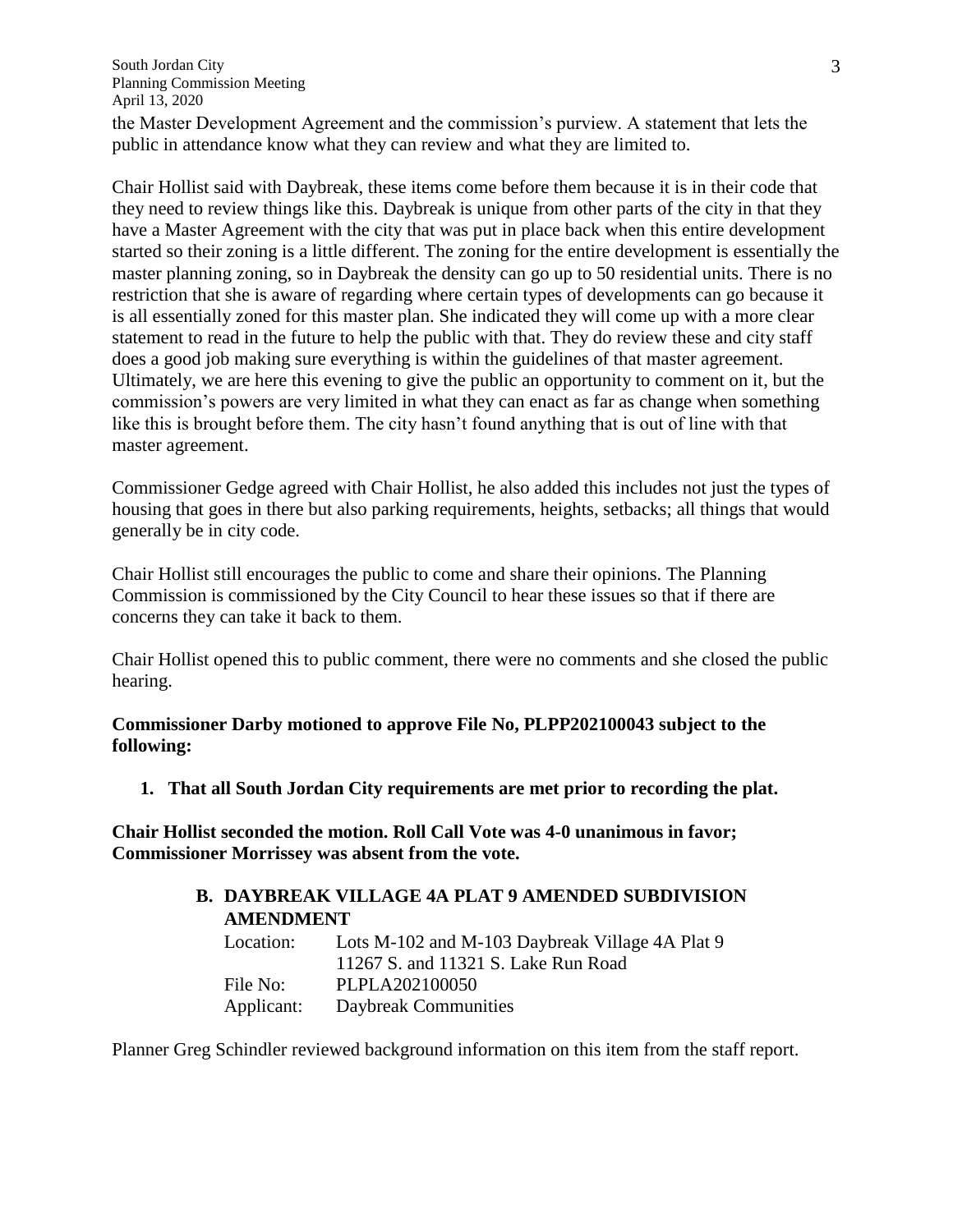the Master Development Agreement and the commission's purview. A statement that lets the public in attendance know what they can review and what they are limited to.

Chair Hollist said with Daybreak, these items come before them because it is in their code that they need to review things like this. Daybreak is unique from other parts of the city in that they have a Master Agreement with the city that was put in place back when this entire development started so their zoning is a little different. The zoning for the entire development is essentially the master planning zoning, so in Daybreak the density can go up to 50 residential units. There is no restriction that she is aware of regarding where certain types of developments can go because it is all essentially zoned for this master plan. She indicated they will come up with a more clear statement to read in the future to help the public with that. They do review these and city staff does a good job making sure everything is within the guidelines of that master agreement. Ultimately, we are here this evening to give the public an opportunity to comment on it, but the commission's powers are very limited in what they can enact as far as change when something like this is brought before them. The city hasn't found anything that is out of line with that master agreement.

Commissioner Gedge agreed with Chair Hollist, he also added this includes not just the types of housing that goes in there but also parking requirements, heights, setbacks; all things that would generally be in city code.

Chair Hollist still encourages the public to come and share their opinions. The Planning Commission is commissioned by the City Council to hear these issues so that if there are concerns they can take it back to them.

Chair Hollist opened this to public comment, there were no comments and she closed the public hearing.

**Commissioner Darby motioned to approve File No, PLPP202100043 subject to the following:**

1. **That all South Jordan City requirements are met prior to recording the plat.**

**Chair Hollist seconded the motion. Roll Call Vote was 4-0 unanimous in favor; Commissioner Morrissey was absent from the vote.**

### B. DAYBREAK VILLAGE 4A PLAT 9 AMENDED SUBDIVISION AMENDMENT

Location: Lots M-102 and M-103 Daybreak Village 4A Plat 9
11267 S. and 11321 S. Lake Run Road
File No: PLPLA202100050
Applicant: Daybreak Communities

Planner Greg Schindler reviewed background information on this item from the staff report.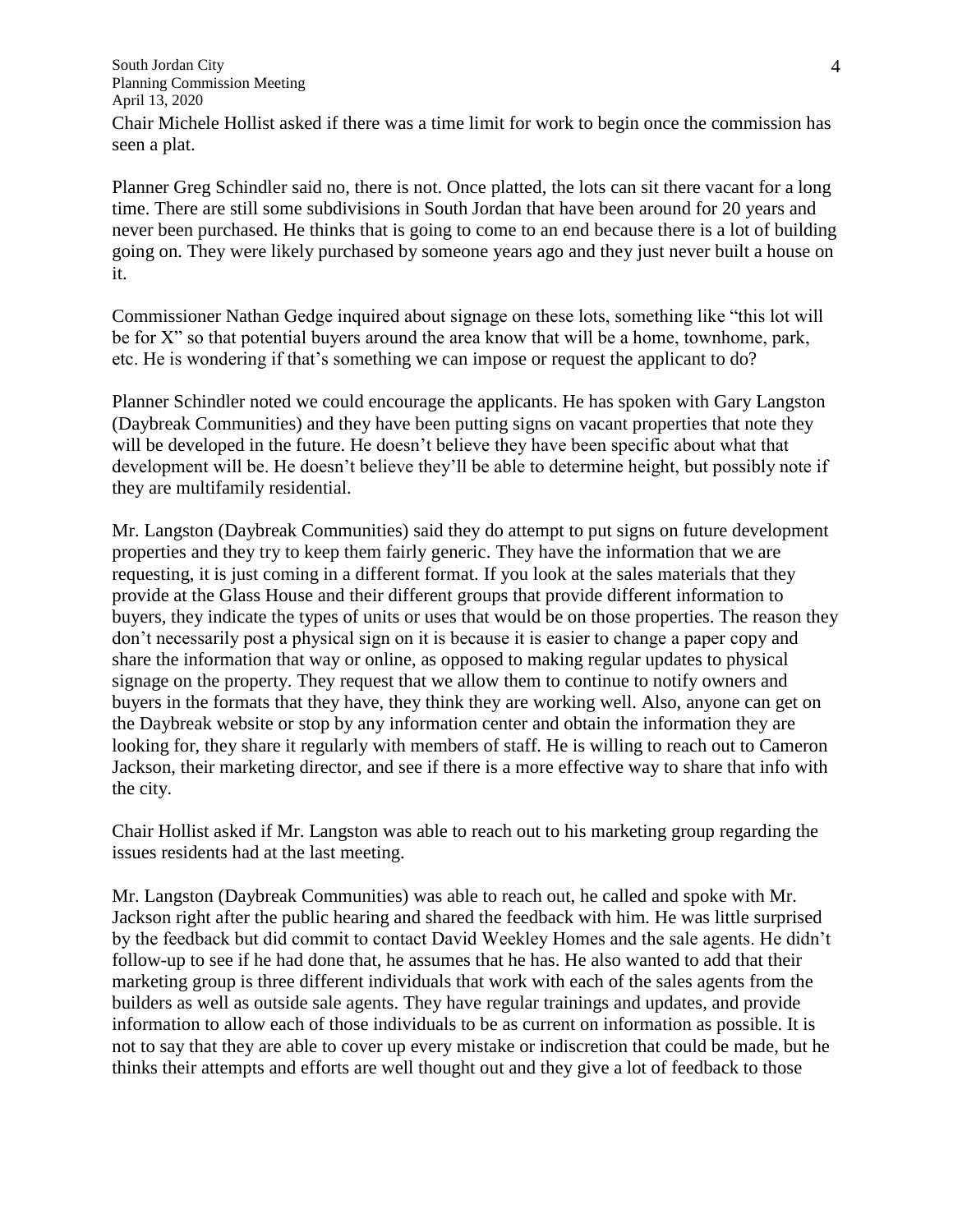Chair Michele Hollist asked if there was a time limit for work to begin once the commission has seen a plat.

Planner Greg Schindler said no, there is not. Once platted, the lots can sit there vacant for a long time. There are still some subdivisions in South Jordan that have been around for 20 years and never been purchased. He thinks that is going to come to an end because there is a lot of building going on. They were likely purchased by someone years ago and they just never built a house on it.

Commissioner Nathan Gedge inquired about signage on these lots, something like "this lot will be for X" so that potential buyers around the area know that will be a home, townhome, park, etc. He is wondering if that's something we can impose or request the applicant to do?

Planner Schindler noted we could encourage the applicants. He has spoken with Gary Langston (Daybreak Communities) and they have been putting signs on vacant properties that note they will be developed in the future. He doesn't believe they have been specific about what that development will be. He doesn't believe they'll be able to determine height, but possibly note if they are multifamily residential.

Mr. Langston (Daybreak Communities) said they do attempt to put signs on future development properties and they try to keep them fairly generic. They have the information that we are requesting, it is just coming in a different format. If you look at the sales materials that they provide at the Glass House and their different groups that provide different information to buyers, they indicate the types of units or uses that would be on those properties. The reason they don't necessarily post a physical sign on it is because it is easier to change a paper copy and share the information that way or online, as opposed to making regular updates to physical signage on the property. They request that we allow them to continue to notify owners and buyers in the formats that they have, they think they are working well. Also, anyone can get on the Daybreak website or stop by any information center and obtain the information they are looking for, they share it regularly with members of staff. He is willing to reach out to Cameron Jackson, their marketing director, and see if there is a more effective way to share that info with the city.

Chair Hollist asked if Mr. Langston was able to reach out to his marketing group regarding the issues residents had at the last meeting.

Mr. Langston (Daybreak Communities) was able to reach out, he called and spoke with Mr. Jackson right after the public hearing and shared the feedback with him. He was little surprised by the feedback but did commit to contact David Weekley Homes and the sale agents. He didn't follow-up to see if he had done that, he assumes that he has. He also wanted to add that their marketing group is three different individuals that work with each of the sales agents from the builders as well as outside sale agents. They have regular trainings and updates, and provide information to allow each of those individuals to be as current on information as possible. It is not to say that they are able to cover up every mistake or indiscretion that could be made, but he thinks their attempts and efforts are well thought out and they give a lot of feedback to those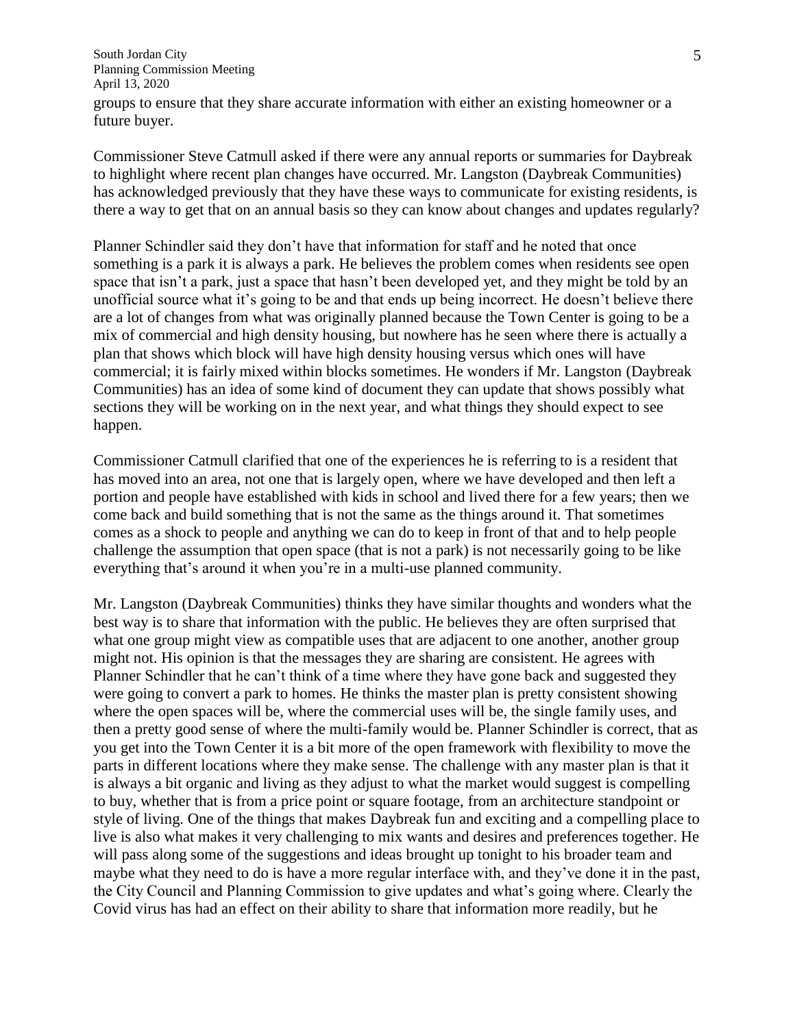groups to ensure that they share accurate information with either an existing homeowner or a future buyer.

Commissioner Steve Catmull asked if there were any annual reports or summaries for Daybreak to highlight where recent plan changes have occurred. Mr. Langston (Daybreak Communities) has acknowledged previously that they have these ways to communicate for existing residents, is there a way to get that on an annual basis so they can know about changes and updates regularly?

Planner Schindler said they don't have that information for staff and he noted that once something is a park it is always a park. He believes the problem comes when residents see open space that isn't a park, just a space that hasn't been developed yet, and they might be told by an unofficial source what it's going to be and that ends up being incorrect. He doesn't believe there are a lot of changes from what was originally planned because the Town Center is going to be a mix of commercial and high density housing, but nowhere has he seen where there is actually a plan that shows which block will have high density housing versus which ones will have commercial; it is fairly mixed within blocks sometimes. He wonders if Mr. Langston (Daybreak Communities) has an idea of some kind of document they can update that shows possibly what sections they will be working on in the next year, and what things they should expect to see happen.

Commissioner Catmull clarified that one of the experiences he is referring to is a resident that has moved into an area, not one that is largely open, where we have developed and then left a portion and people have established with kids in school and lived there for a few years; then we come back and build something that is not the same as the things around it. That sometimes comes as a shock to people and anything we can do to keep in front of that and to help people challenge the assumption that open space (that is not a park) is not necessarily going to be like everything that's around it when you're in a multi-use planned community.

Mr. Langston (Daybreak Communities) thinks they have similar thoughts and wonders what the best way is to share that information with the public. He believes they are often surprised that what one group might view as compatible uses that are adjacent to one another, another group might not. His opinion is that the messages they are sharing are consistent. He agrees with Planner Schindler that he can't think of a time where they have gone back and suggested they were going to convert a park to homes. He thinks the master plan is pretty consistent showing where the open spaces will be, where the commercial uses will be, the single family uses, and then a pretty good sense of where the multi-family would be. Planner Schindler is correct, that as you get into the Town Center it is a bit more of the open framework with flexibility to move the parts in different locations where they make sense. The challenge with any master plan is that it is always a bit organic and living as they adjust to what the market would suggest is compelling to buy, whether that is from a price point or square footage, from an architecture standpoint or style of living. One of the things that makes Daybreak fun and exciting and a compelling place to live is also what makes it very challenging to mix wants and desires and preferences together. He will pass along some of the suggestions and ideas brought up tonight to his broader team and maybe what they need to do is have a more regular interface with, and they've done it in the past, the City Council and Planning Commission to give updates and what's going where. Clearly the Covid virus has had an effect on their ability to share that information more readily, but he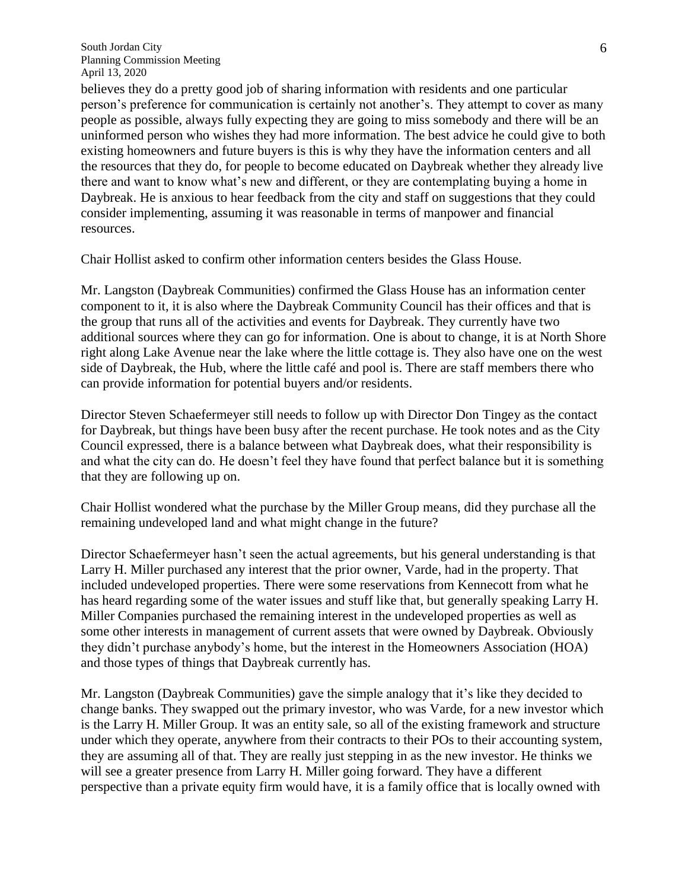believes they do a pretty good job of sharing information with residents and one particular person's preference for communication is certainly not another's. They attempt to cover as many people as possible, always fully expecting they are going to miss somebody and there will be an uninformed person who wishes they had more information. The best advice he could give to both existing homeowners and future buyers is this is why they have the information centers and all the resources that they do, for people to become educated on Daybreak whether they already live there and want to know what's new and different, or they are contemplating buying a home in Daybreak. He is anxious to hear feedback from the city and staff on suggestions that they could consider implementing, assuming it was reasonable in terms of manpower and financial resources.

Chair Hollist asked to confirm other information centers besides the Glass House.

Mr. Langston (Daybreak Communities) confirmed the Glass House has an information center component to it, it is also where the Daybreak Community Council has their offices and that is the group that runs all of the activities and events for Daybreak. They currently have two additional sources where they can go for information. One is about to change, it is at North Shore right along Lake Avenue near the lake where the little cottage is. They also have one on the west side of Daybreak, the Hub, where the little café and pool is. There are staff members there who can provide information for potential buyers and/or residents.

Director Steven Schaefermeyer still needs to follow up with Director Don Tingey as the contact for Daybreak, but things have been busy after the recent purchase. He took notes and as the City Council expressed, there is a balance between what Daybreak does, what their responsibility is and what the city can do. He doesn't feel they have found that perfect balance but it is something that they are following up on.

Chair Hollist wondered what the purchase by the Miller Group means, did they purchase all the remaining undeveloped land and what might change in the future?

Director Schaefermeyer hasn't seen the actual agreements, but his general understanding is that Larry H. Miller purchased any interest that the prior owner, Varde, had in the property. That included undeveloped properties. There were some reservations from Kennecott from what he has heard regarding some of the water issues and stuff like that, but generally speaking Larry H. Miller Companies purchased the remaining interest in the undeveloped properties as well as some other interests in management of current assets that were owned by Daybreak. Obviously they didn't purchase anybody's home, but the interest in the Homeowners Association (HOA) and those types of things that Daybreak currently has.

Mr. Langston (Daybreak Communities) gave the simple analogy that it's like they decided to change banks. They swapped out the primary investor, who was Varde, for a new investor which is the Larry H. Miller Group. It was an entity sale, so all of the existing framework and structure under which they operate, anywhere from their contracts to their POs to their accounting system, they are assuming all of that. They are really just stepping in as the new investor. He thinks we will see a greater presence from Larry H. Miller going forward. They have a different perspective than a private equity firm would have, it is a family office that is locally owned with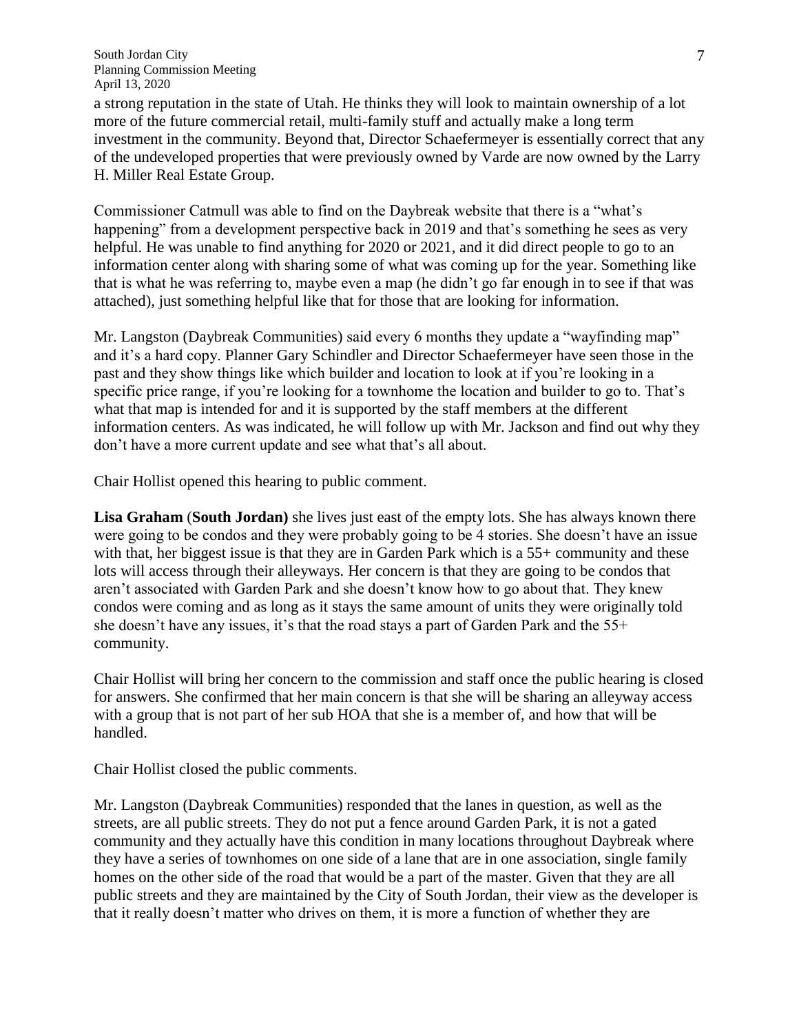a strong reputation in the state of Utah. He thinks they will look to maintain ownership of a lot more of the future commercial retail, multi-family stuff and actually make a long term investment in the community. Beyond that, Director Schaefermeyer is essentially correct that any of the undeveloped properties that were previously owned by Varde are now owned by the Larry H. Miller Real Estate Group.

Commissioner Catmull was able to find on the Daybreak website that there is a "what's happening" from a development perspective back in 2019 and that's something he sees as very helpful. He was unable to find anything for 2020 or 2021, and it did direct people to go to an information center along with sharing some of what was coming up for the year. Something like that is what he was referring to, maybe even a map (he didn't go far enough in to see if that was attached), just something helpful like that for those that are looking for information.

Mr. Langston (Daybreak Communities) said every 6 months they update a "wayfinding map" and it's a hard copy. Planner Gary Schindler and Director Schaefermeyer have seen those in the past and they show things like which builder and location to look at if you're looking in a specific price range, if you're looking for a townhome the location and builder to go to. That's what that map is intended for and it is supported by the staff members at the different information centers. As was indicated, he will follow up with Mr. Jackson and find out why they don't have a more current update and see what that's all about.

Chair Hollist opened this hearing to public comment.

**Lisa Graham** (**South Jordan)** she lives just east of the empty lots. She has always known there were going to be condos and they were probably going to be 4 stories. She doesn't have an issue with that, her biggest issue is that they are in Garden Park which is a 55+ community and these lots will access through their alleyways. Her concern is that they are going to be condos that aren't associated with Garden Park and she doesn't know how to go about that. They knew condos were coming and as long as it stays the same amount of units they were originally told she doesn't have any issues, it's that the road stays a part of Garden Park and the 55+ community.

Chair Hollist will bring her concern to the commission and staff once the public hearing is closed for answers. She confirmed that her main concern is that she will be sharing an alleyway access with a group that is not part of her sub HOA that she is a member of, and how that will be handled.

Chair Hollist closed the public comments.

Mr. Langston (Daybreak Communities) responded that the lanes in question, as well as the streets, are all public streets. They do not put a fence around Garden Park, it is not a gated community and they actually have this condition in many locations throughout Daybreak where they have a series of townhomes on one side of a lane that are in one association, single family homes on the other side of the road that would be a part of the master. Given that they are all public streets and they are maintained by the City of South Jordan, their view as the developer is that it really doesn't matter who drives on them, it is more a function of whether they are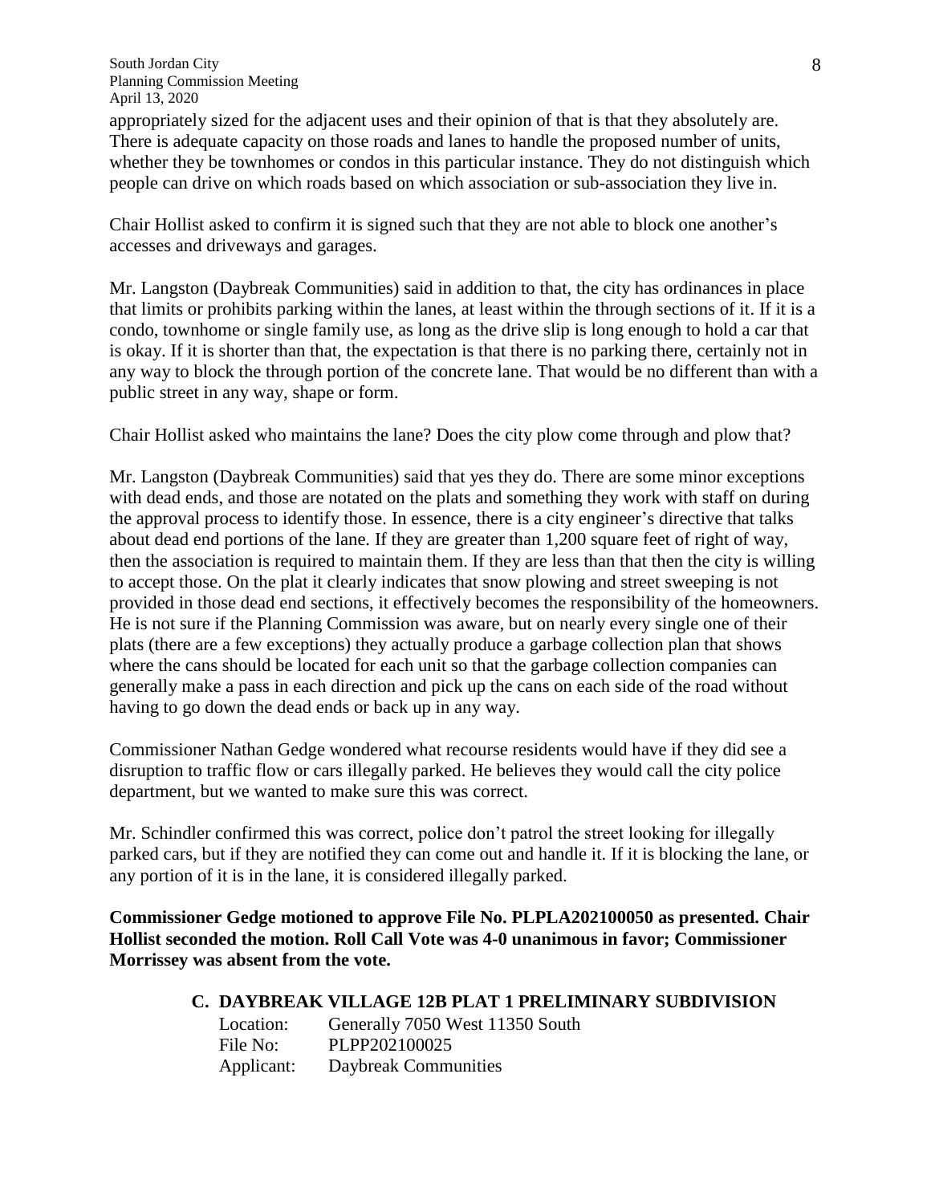appropriately sized for the adjacent uses and their opinion of that is that they absolutely are. There is adequate capacity on those roads and lanes to handle the proposed number of units, whether they be townhomes or condos in this particular instance. They do not distinguish which people can drive on which roads based on which association or sub-association they live in.

Chair Hollist asked to confirm it is signed such that they are not able to block one another's accesses and driveways and garages.

Mr. Langston (Daybreak Communities) said in addition to that, the city has ordinances in place that limits or prohibits parking within the lanes, at least within the through sections of it. If it is a condo, townhome or single family use, as long as the drive slip is long enough to hold a car that is okay. If it is shorter than that, the expectation is that there is no parking there, certainly not in any way to block the through portion of the concrete lane. That would be no different than with a public street in any way, shape or form.

Chair Hollist asked who maintains the lane? Does the city plow come through and plow that?

Mr. Langston (Daybreak Communities) said that yes they do. There are some minor exceptions with dead ends, and those are notated on the plats and something they work with staff on during the approval process to identify those. In essence, there is a city engineer's directive that talks about dead end portions of the lane. If they are greater than 1,200 square feet of right of way, then the association is required to maintain them. If they are less than that then the city is willing to accept those. On the plat it clearly indicates that snow plowing and street sweeping is not provided in those dead end sections, it effectively becomes the responsibility of the homeowners. He is not sure if the Planning Commission was aware, but on nearly every single one of their plats (there are a few exceptions) they actually produce a garbage collection plan that shows where the cans should be located for each unit so that the garbage collection companies can generally make a pass in each direction and pick up the cans on each side of the road without having to go down the dead ends or back up in any way.

Commissioner Nathan Gedge wondered what recourse residents would have if they did see a disruption to traffic flow or cars illegally parked. He believes they would call the city police department, but we wanted to make sure this was correct.

Mr. Schindler confirmed this was correct, police don't patrol the street looking for illegally parked cars, but if they are notified they can come out and handle it. If it is blocking the lane, or any portion of it is in the lane, it is considered illegally parked.

**Commissioner Gedge motioned to approve File No. PLPLA202100050 as presented. Chair Hollist seconded the motion. Roll Call Vote was 4-0 unanimous in favor; Commissioner Morrissey was absent from the vote.**

**C. DAYBREAK VILLAGE 12B PLAT 1 PRELIMINARY SUBDIVISION**

Location: Generally 7050 West 11350 South
File No: PLPP202100025
Applicant: Daybreak Communities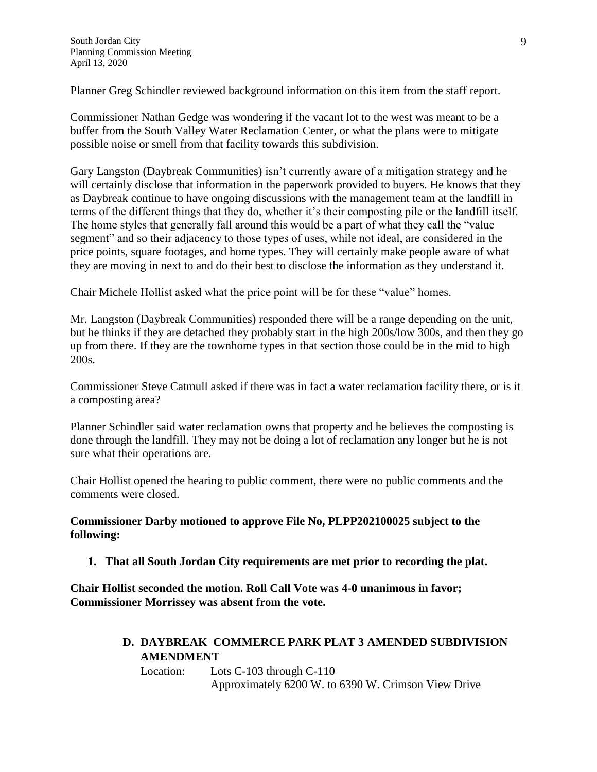Planner Greg Schindler reviewed background information on this item from the staff report.

Commissioner Nathan Gedge was wondering if the vacant lot to the west was meant to be a buffer from the South Valley Water Reclamation Center, or what the plans were to mitigate possible noise or smell from that facility towards this subdivision.

Gary Langston (Daybreak Communities) isn't currently aware of a mitigation strategy and he will certainly disclose that information in the paperwork provided to buyers. He knows that they as Daybreak continue to have ongoing discussions with the management team at the landfill in terms of the different things that they do, whether it's their composting pile or the landfill itself. The home styles that generally fall around this would be a part of what they call the "value segment" and so their adjacency to those types of uses, while not ideal, are considered in the price points, square footages, and home types. They will certainly make people aware of what they are moving in next to and do their best to disclose the information as they understand it.

Chair Michele Hollist asked what the price point will be for these "value" homes.

Mr. Langston (Daybreak Communities) responded there will be a range depending on the unit, but he thinks if they are detached they probably start in the high 200s/low 300s, and then they go up from there. If they are the townhome types in that section those could be in the mid to high 200s.

Commissioner Steve Catmull asked if there was in fact a water reclamation facility there, or is it a composting area?

Planner Schindler said water reclamation owns that property and he believes the composting is done through the landfill. They may not be doing a lot of reclamation any longer but he is not sure what their operations are.

Chair Hollist opened the hearing to public comment, there were no public comments and the comments were closed.

**Commissioner Darby motioned to approve File No, PLPP202100025 subject to the following:**

1. **That all South Jordan City requirements are met prior to recording the plat.**

**Chair Hollist seconded the motion. Roll Call Vote was 4-0 unanimous in favor; Commissioner Morrissey was absent from the vote.**

### D. DAYBREAK COMMERCE PARK PLAT 3 AMENDED SUBDIVISION AMENDMENT

Location: Lots C-103 through C-110
Approximately 6200 W. to 6390 W. Crimson View Drive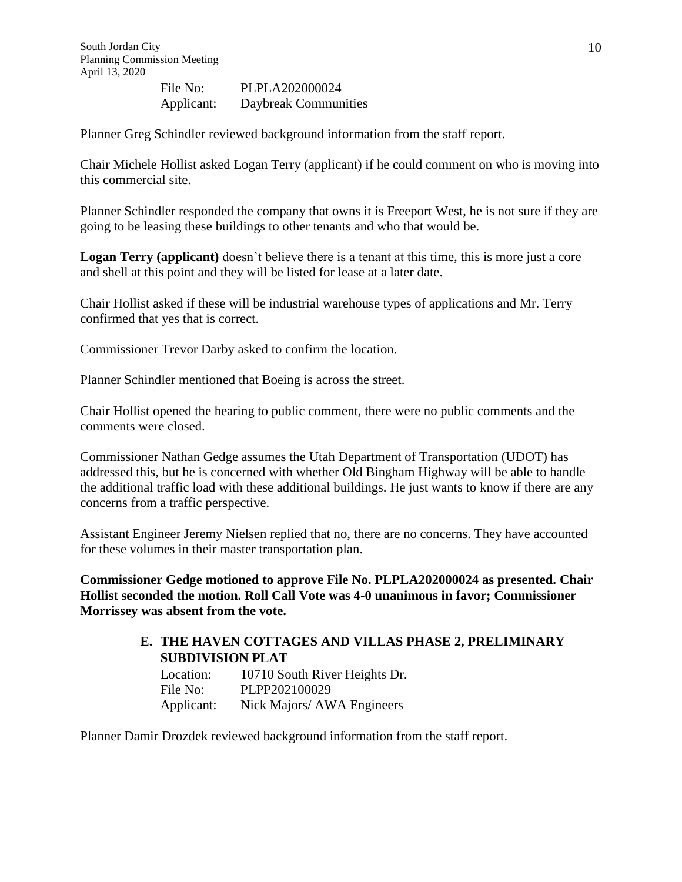File No: PLPLA202000024
Applicant: Daybreak Communities

Planner Greg Schindler reviewed background information from the staff report.

Chair Michele Hollist asked Logan Terry (applicant) if he could comment on who is moving into this commercial site.

Planner Schindler responded the company that owns it is Freeport West, he is not sure if they are going to be leasing these buildings to other tenants and who that would be.

**Logan Terry (applicant)** doesn't believe there is a tenant at this time, this is more just a core and shell at this point and they will be listed for lease at a later date.

Chair Hollist asked if these will be industrial warehouse types of applications and Mr. Terry confirmed that yes that is correct.

Commissioner Trevor Darby asked to confirm the location.

Planner Schindler mentioned that Boeing is across the street.

Chair Hollist opened the hearing to public comment, there were no public comments and the comments were closed.

Commissioner Nathan Gedge assumes the Utah Department of Transportation (UDOT) has addressed this, but he is concerned with whether Old Bingham Highway will be able to handle the additional traffic load with these additional buildings. He just wants to know if there are any concerns from a traffic perspective.

Assistant Engineer Jeremy Nielsen replied that no, there are no concerns. They have accounted for these volumes in their master transportation plan.

**Commissioner Gedge motioned to approve File No. PLPLA202000024 as presented. Chair Hollist seconded the motion. Roll Call Vote was 4-0 unanimous in favor; Commissioner Morrissey was absent from the vote.**

**E. THE HAVEN COTTAGES AND VILLAS PHASE 2, PRELIMINARY SUBDIVISION PLAT**

Location: 10710 South River Heights Dr.
File No: PLPP202100029
Applicant: Nick Majors/ AWA Engineers

Planner Damir Drozdek reviewed background information from the staff report.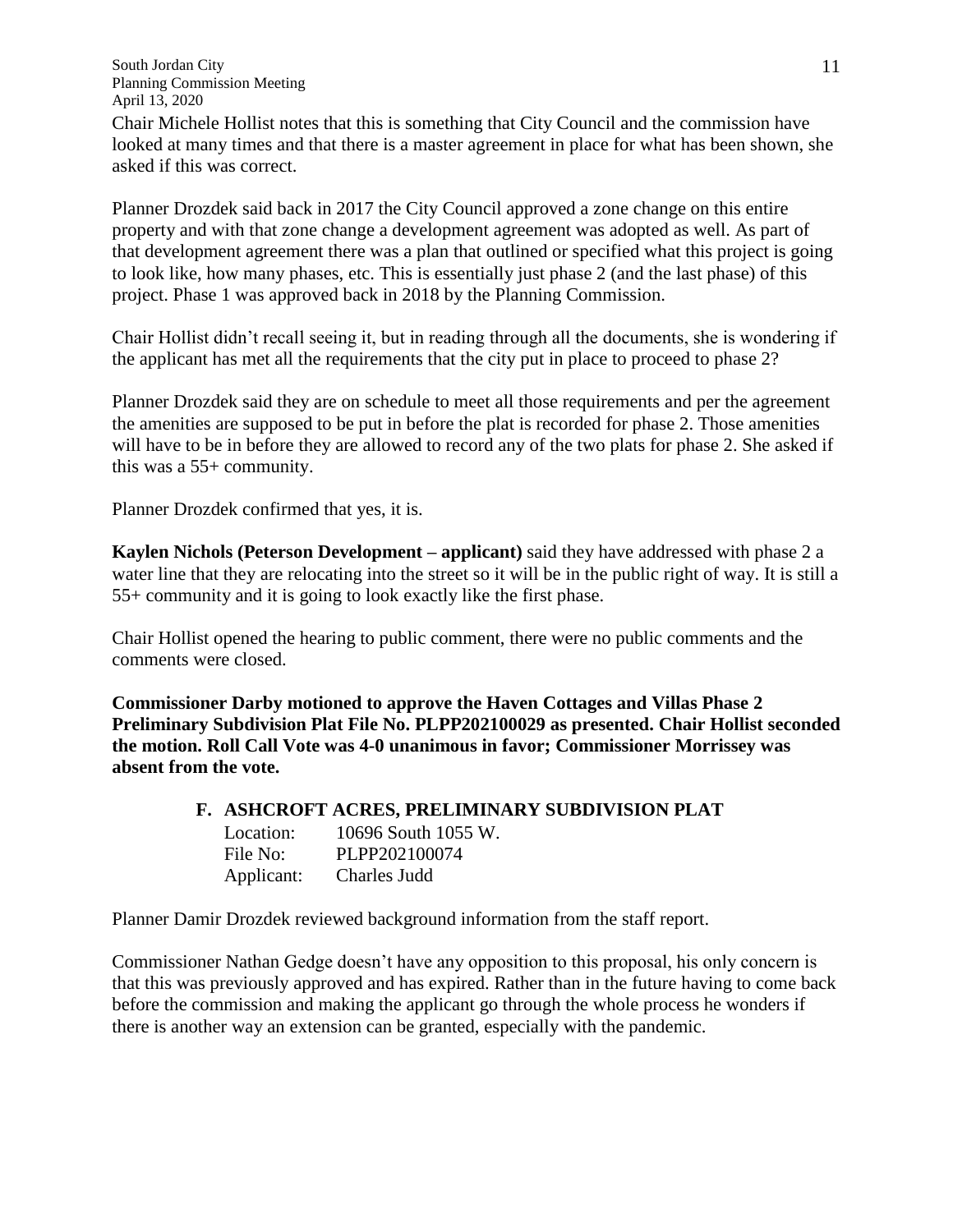Chair Michele Hollist notes that this is something that City Council and the commission have looked at many times and that there is a master agreement in place for what has been shown, she asked if this was correct.

Planner Drozdek said back in 2017 the City Council approved a zone change on this entire property and with that zone change a development agreement was adopted as well. As part of that development agreement there was a plan that outlined or specified what this project is going to look like, how many phases, etc. This is essentially just phase 2 (and the last phase) of this project. Phase 1 was approved back in 2018 by the Planning Commission.

Chair Hollist didn't recall seeing it, but in reading through all the documents, she is wondering if the applicant has met all the requirements that the city put in place to proceed to phase 2?

Planner Drozdek said they are on schedule to meet all those requirements and per the agreement the amenities are supposed to be put in before the plat is recorded for phase 2. Those amenities will have to be in before they are allowed to record any of the two plats for phase 2. She asked if this was a 55+ community.

Planner Drozdek confirmed that yes, it is.

**Kaylen Nichols (Peterson Development – applicant)** said they have addressed with phase 2 a water line that they are relocating into the street so it will be in the public right of way. It is still a 55+ community and it is going to look exactly like the first phase.

Chair Hollist opened the hearing to public comment, there were no public comments and the comments were closed.

**Commissioner Darby motioned to approve the Haven Cottages and Villas Phase 2 Preliminary Subdivision Plat File No. PLPP202100029 as presented. Chair Hollist seconded the motion. Roll Call Vote was 4-0 unanimous in favor; Commissioner Morrissey was absent from the vote.**

**F. ASHCROFT ACRES, PRELIMINARY SUBDIVISION PLAT**

Location: 10696 South 1055 W.
File No: PLPP202100074
Applicant: Charles Judd

Planner Damir Drozdek reviewed background information from the staff report.

Commissioner Nathan Gedge doesn't have any opposition to this proposal, his only concern is that this was previously approved and has expired. Rather than in the future having to come back before the commission and making the applicant go through the whole process he wonders if there is another way an extension can be granted, especially with the pandemic.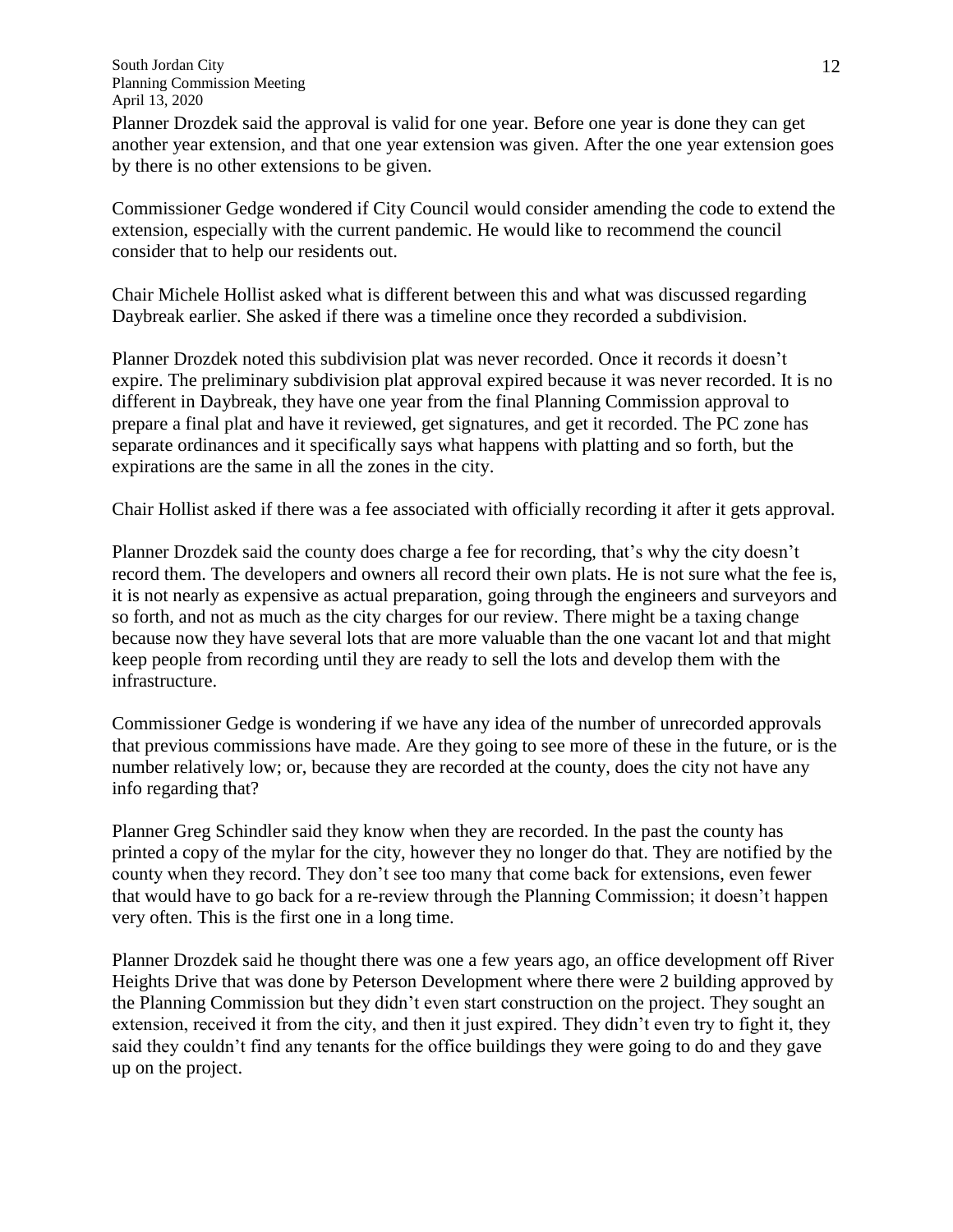Planner Drozdek said the approval is valid for one year. Before one year is done they can get another year extension, and that one year extension was given. After the one year extension goes by there is no other extensions to be given.

Commissioner Gedge wondered if City Council would consider amending the code to extend the extension, especially with the current pandemic. He would like to recommend the council consider that to help our residents out.

Chair Michele Hollist asked what is different between this and what was discussed regarding Daybreak earlier. She asked if there was a timeline once they recorded a subdivision.

Planner Drozdek noted this subdivision plat was never recorded. Once it records it doesn't expire. The preliminary subdivision plat approval expired because it was never recorded. It is no different in Daybreak, they have one year from the final Planning Commission approval to prepare a final plat and have it reviewed, get signatures, and get it recorded. The PC zone has separate ordinances and it specifically says what happens with platting and so forth, but the expirations are the same in all the zones in the city.

Chair Hollist asked if there was a fee associated with officially recording it after it gets approval.

Planner Drozdek said the county does charge a fee for recording, that's why the city doesn't record them. The developers and owners all record their own plats. He is not sure what the fee is, it is not nearly as expensive as actual preparation, going through the engineers and surveyors and so forth, and not as much as the city charges for our review. There might be a taxing change because now they have several lots that are more valuable than the one vacant lot and that might keep people from recording until they are ready to sell the lots and develop them with the infrastructure.

Commissioner Gedge is wondering if we have any idea of the number of unrecorded approvals that previous commissions have made. Are they going to see more of these in the future, or is the number relatively low; or, because they are recorded at the county, does the city not have any info regarding that?

Planner Greg Schindler said they know when they are recorded. In the past the county has printed a copy of the mylar for the city, however they no longer do that. They are notified by the county when they record. They don't see too many that come back for extensions, even fewer that would have to go back for a re-review through the Planning Commission; it doesn't happen very often. This is the first one in a long time.

Planner Drozdek said he thought there was one a few years ago, an office development off River Heights Drive that was done by Peterson Development where there were 2 building approved by the Planning Commission but they didn't even start construction on the project. They sought an extension, received it from the city, and then it just expired. They didn't even try to fight it, they said they couldn't find any tenants for the office buildings they were going to do and they gave up on the project.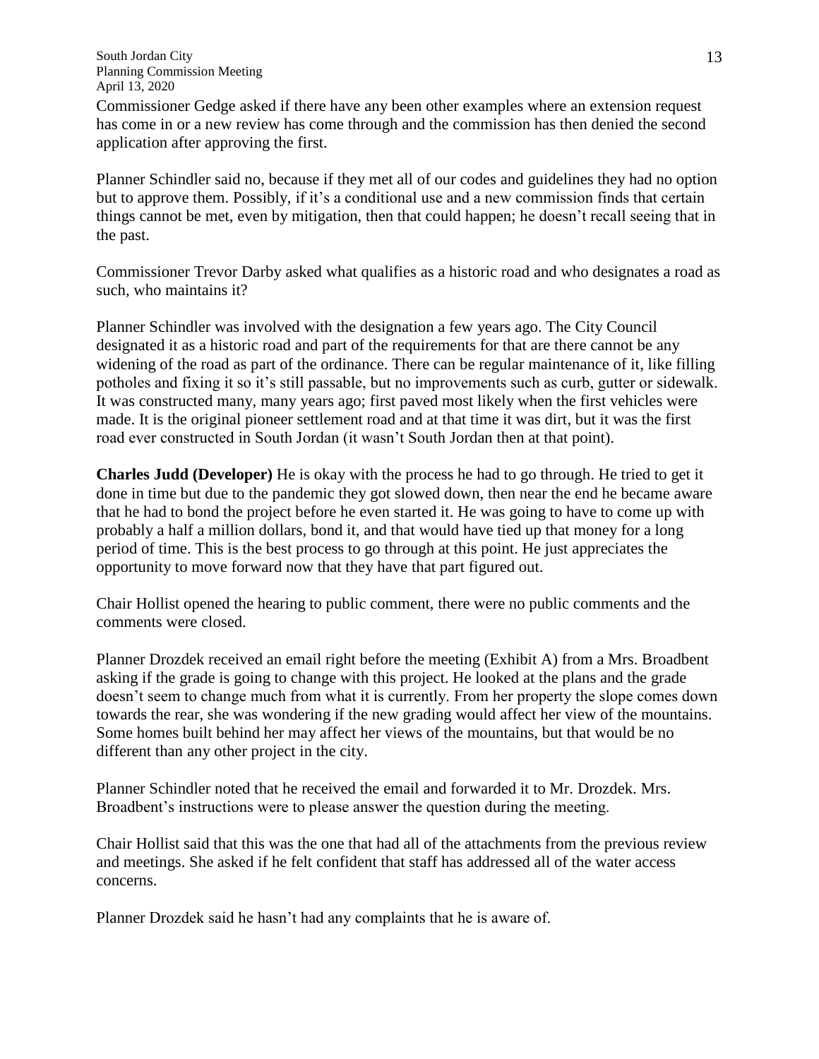Commissioner Gedge asked if there have any been other examples where an extension request has come in or a new review has come through and the commission has then denied the second application after approving the first.

Planner Schindler said no, because if they met all of our codes and guidelines they had no option but to approve them. Possibly, if it's a conditional use and a new commission finds that certain things cannot be met, even by mitigation, then that could happen; he doesn't recall seeing that in the past.

Commissioner Trevor Darby asked what qualifies as a historic road and who designates a road as such, who maintains it?

Planner Schindler was involved with the designation a few years ago. The City Council designated it as a historic road and part of the requirements for that are there cannot be any widening of the road as part of the ordinance. There can be regular maintenance of it, like filling potholes and fixing it so it's still passable, but no improvements such as curb, gutter or sidewalk. It was constructed many, many years ago; first paved most likely when the first vehicles were made. It is the original pioneer settlement road and at that time it was dirt, but it was the first road ever constructed in South Jordan (it wasn't South Jordan then at that point).

**Charles Judd (Developer)** He is okay with the process he had to go through. He tried to get it done in time but due to the pandemic they got slowed down, then near the end he became aware that he had to bond the project before he even started it. He was going to have to come up with probably a half a million dollars, bond it, and that would have tied up that money for a long period of time. This is the best process to go through at this point. He just appreciates the opportunity to move forward now that they have that part figured out.

Chair Hollist opened the hearing to public comment, there were no public comments and the comments were closed.

Planner Drozdek received an email right before the meeting (Exhibit A) from a Mrs. Broadbent asking if the grade is going to change with this project. He looked at the plans and the grade doesn't seem to change much from what it is currently. From her property the slope comes down towards the rear, she was wondering if the new grading would affect her view of the mountains. Some homes built behind her may affect her views of the mountains, but that would be no different than any other project in the city.

Planner Schindler noted that he received the email and forwarded it to Mr. Drozdek. Mrs. Broadbent's instructions were to please answer the question during the meeting.

Chair Hollist said that this was the one that had all of the attachments from the previous review and meetings. She asked if he felt confident that staff has addressed all of the water access concerns.

Planner Drozdek said he hasn't had any complaints that he is aware of.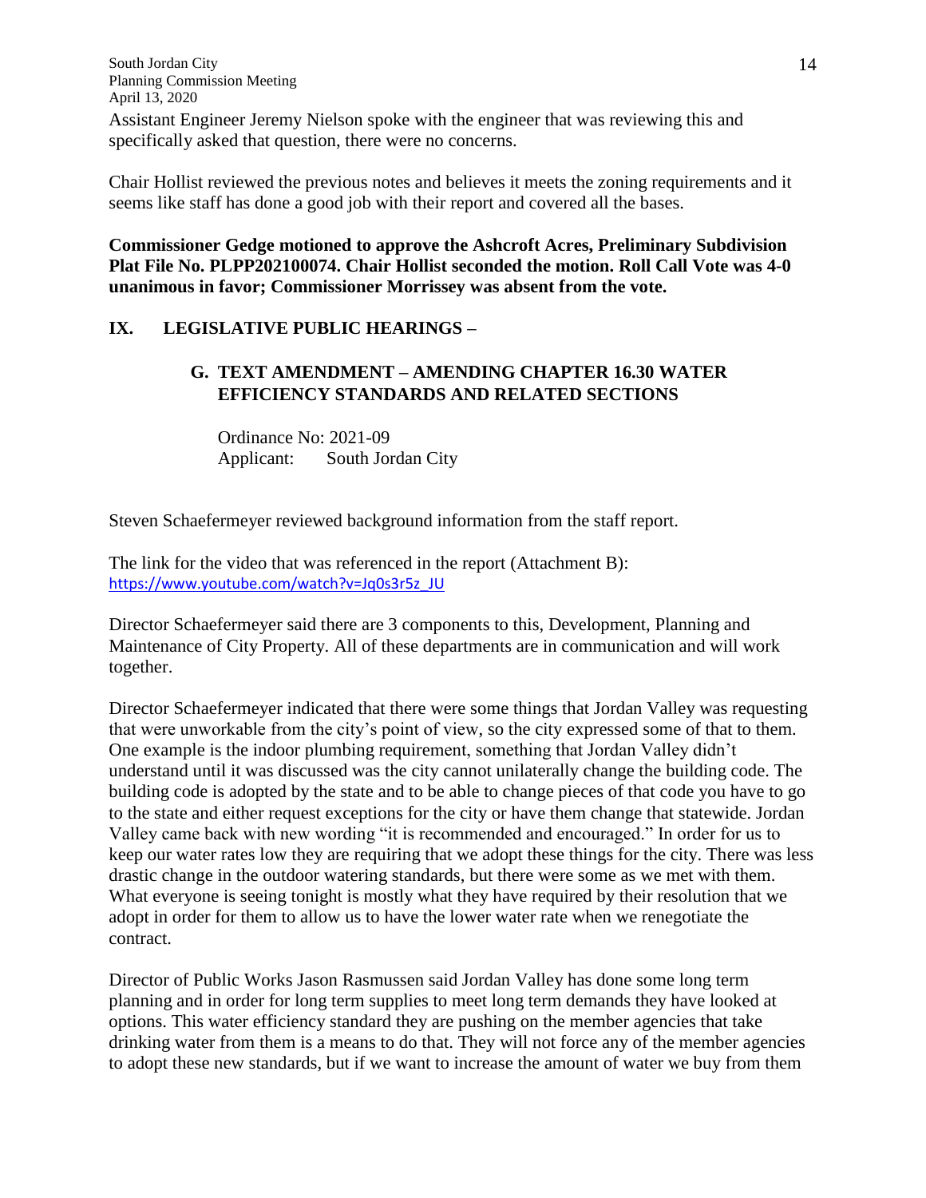Assistant Engineer Jeremy Nielson spoke with the engineer that was reviewing this and specifically asked that question, there were no concerns.

Chair Hollist reviewed the previous notes and believes it meets the zoning requirements and it seems like staff has done a good job with their report and covered all the bases.

**Commissioner Gedge motioned to approve the Ashcroft Acres, Preliminary Subdivision Plat File No. PLPP202100074. Chair Hollist seconded the motion. Roll Call Vote was 4-0 unanimous in favor; Commissioner Morrissey was absent from the vote.**

## IX. LEGISLATIVE PUBLIC HEARINGS –

### G. TEXT AMENDMENT – AMENDING CHAPTER 16.30 WATER EFFICIENCY STANDARDS AND RELATED SECTIONS

Ordinance No: 2021-09
Applicant: South Jordan City

Steven Schaefermeyer reviewed background information from the staff report.

The link for the video that was referenced in the report (Attachment B):
https://www.youtube.com/watch?v=Jq0s3r5z_JU

Director Schaefermeyer said there are 3 components to this, Development, Planning and Maintenance of City Property. All of these departments are in communication and will work together.

Director Schaefermeyer indicated that there were some things that Jordan Valley was requesting that were unworkable from the city's point of view, so the city expressed some of that to them. One example is the indoor plumbing requirement, something that Jordan Valley didn't understand until it was discussed was the city cannot unilaterally change the building code. The building code is adopted by the state and to be able to change pieces of that code you have to go to the state and either request exceptions for the city or have them change that statewide. Jordan Valley came back with new wording "it is recommended and encouraged." In order for us to keep our water rates low they are requiring that we adopt these things for the city. There was less drastic change in the outdoor watering standards, but there were some as we met with them. What everyone is seeing tonight is mostly what they have required by their resolution that we adopt in order for them to allow us to have the lower water rate when we renegotiate the contract.

Director of Public Works Jason Rasmussen said Jordan Valley has done some long term planning and in order for long term supplies to meet long term demands they have looked at options. This water efficiency standard they are pushing on the member agencies that take drinking water from them is a means to do that. They will not force any of the member agencies to adopt these new standards, but if we want to increase the amount of water we buy from them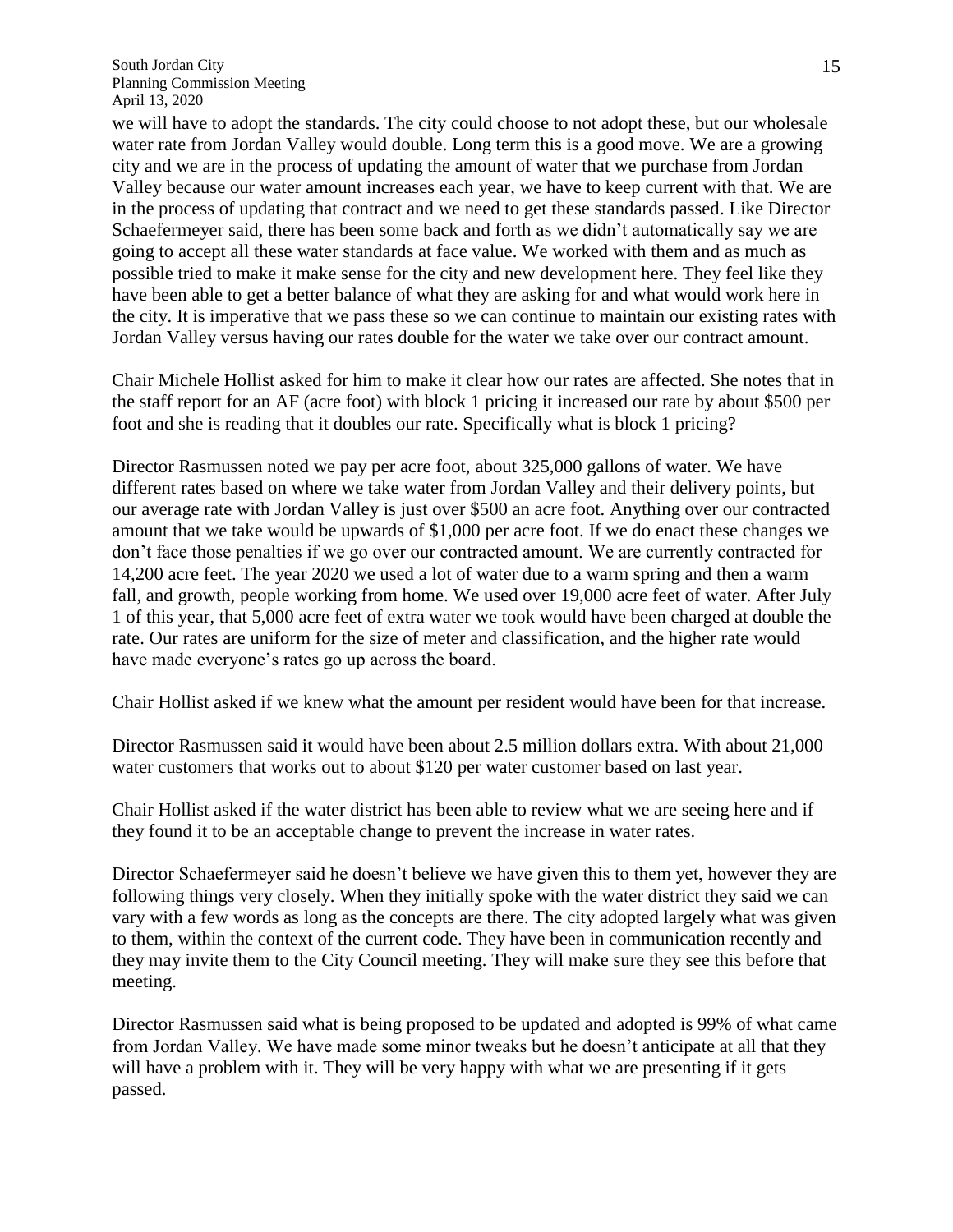we will have to adopt the standards. The city could choose to not adopt these, but our wholesale water rate from Jordan Valley would double. Long term this is a good move. We are a growing city and we are in the process of updating the amount of water that we purchase from Jordan Valley because our water amount increases each year, we have to keep current with that. We are in the process of updating that contract and we need to get these standards passed. Like Director Schaefermeyer said, there has been some back and forth as we didn't automatically say we are going to accept all these water standards at face value. We worked with them and as much as possible tried to make it make sense for the city and new development here. They feel like they have been able to get a better balance of what they are asking for and what would work here in the city. It is imperative that we pass these so we can continue to maintain our existing rates with Jordan Valley versus having our rates double for the water we take over our contract amount.

Chair Michele Hollist asked for him to make it clear how our rates are affected. She notes that in the staff report for an AF (acre foot) with block 1 pricing it increased our rate by about $500 per foot and she is reading that it doubles our rate. Specifically what is block 1 pricing?

Director Rasmussen noted we pay per acre foot, about 325,000 gallons of water. We have different rates based on where we take water from Jordan Valley and their delivery points, but our average rate with Jordan Valley is just over $500 an acre foot. Anything over our contracted amount that we take would be upwards of $1,000 per acre foot. If we do enact these changes we don't face those penalties if we go over our contracted amount. We are currently contracted for 14,200 acre feet. The year 2020 we used a lot of water due to a warm spring and then a warm fall, and growth, people working from home. We used over 19,000 acre feet of water. After July 1 of this year, that 5,000 acre feet of extra water we took would have been charged at double the rate. Our rates are uniform for the size of meter and classification, and the higher rate would have made everyone's rates go up across the board.

Chair Hollist asked if we knew what the amount per resident would have been for that increase.

Director Rasmussen said it would have been about 2.5 million dollars extra. With about 21,000 water customers that works out to about $120 per water customer based on last year.

Chair Hollist asked if the water district has been able to review what we are seeing here and if they found it to be an acceptable change to prevent the increase in water rates.

Director Schaefermeyer said he doesn't believe we have given this to them yet, however they are following things very closely. When they initially spoke with the water district they said we can vary with a few words as long as the concepts are there. The city adopted largely what was given to them, within the context of the current code. They have been in communication recently and they may invite them to the City Council meeting. They will make sure they see this before that meeting.

Director Rasmussen said what is being proposed to be updated and adopted is 99% of what came from Jordan Valley. We have made some minor tweaks but he doesn't anticipate at all that they will have a problem with it. They will be very happy with what we are presenting if it gets passed.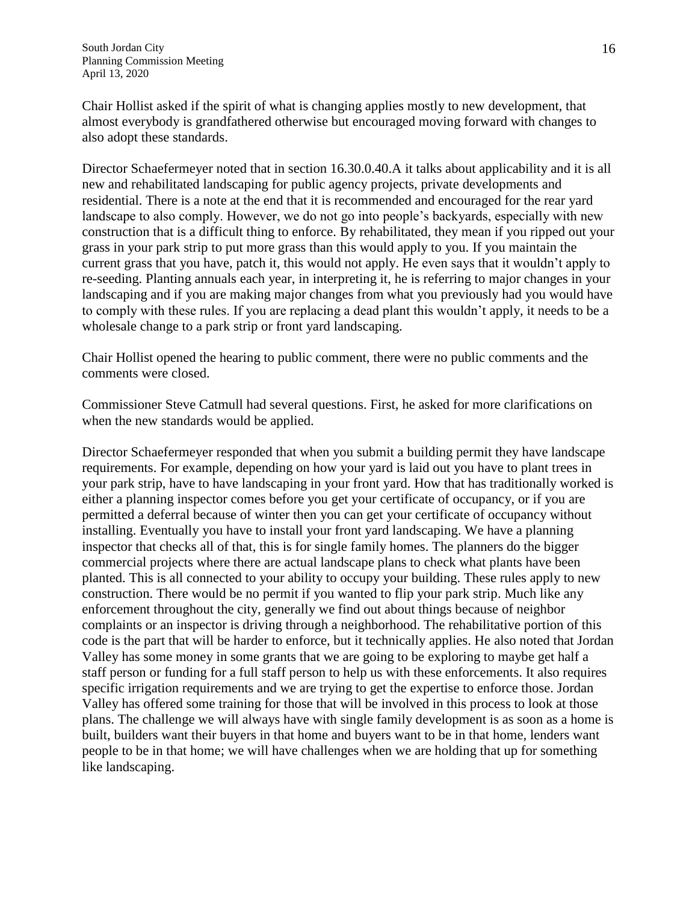Chair Hollist asked if the spirit of what is changing applies mostly to new development, that almost everybody is grandfathered otherwise but encouraged moving forward with changes to also adopt these standards.

Director Schaefermeyer noted that in section 16.30.0.40.A it talks about applicability and it is all new and rehabilitated landscaping for public agency projects, private developments and residential. There is a note at the end that it is recommended and encouraged for the rear yard landscape to also comply. However, we do not go into people's backyards, especially with new construction that is a difficult thing to enforce. By rehabilitated, they mean if you ripped out your grass in your park strip to put more grass than this would apply to you. If you maintain the current grass that you have, patch it, this would not apply. He even says that it wouldn't apply to re-seeding. Planting annuals each year, in interpreting it, he is referring to major changes in your landscaping and if you are making major changes from what you previously had you would have to comply with these rules. If you are replacing a dead plant this wouldn't apply, it needs to be a wholesale change to a park strip or front yard landscaping.

Chair Hollist opened the hearing to public comment, there were no public comments and the comments were closed.

Commissioner Steve Catmull had several questions. First, he asked for more clarifications on when the new standards would be applied.

Director Schaefermeyer responded that when you submit a building permit they have landscape requirements. For example, depending on how your yard is laid out you have to plant trees in your park strip, have to have landscaping in your front yard. How that has traditionally worked is either a planning inspector comes before you get your certificate of occupancy, or if you are permitted a deferral because of winter then you can get your certificate of occupancy without installing. Eventually you have to install your front yard landscaping. We have a planning inspector that checks all of that, this is for single family homes. The planners do the bigger commercial projects where there are actual landscape plans to check what plants have been planted. This is all connected to your ability to occupy your building. These rules apply to new construction. There would be no permit if you wanted to flip your park strip. Much like any enforcement throughout the city, generally we find out about things because of neighbor complaints or an inspector is driving through a neighborhood. The rehabilitative portion of this code is the part that will be harder to enforce, but it technically applies. He also noted that Jordan Valley has some money in some grants that we are going to be exploring to maybe get half a staff person or funding for a full staff person to help us with these enforcements. It also requires specific irrigation requirements and we are trying to get the expertise to enforce those. Jordan Valley has offered some training for those that will be involved in this process to look at those plans. The challenge we will always have with single family development is as soon as a home is built, builders want their buyers in that home and buyers want to be in that home, lenders want people to be in that home; we will have challenges when we are holding that up for something like landscaping.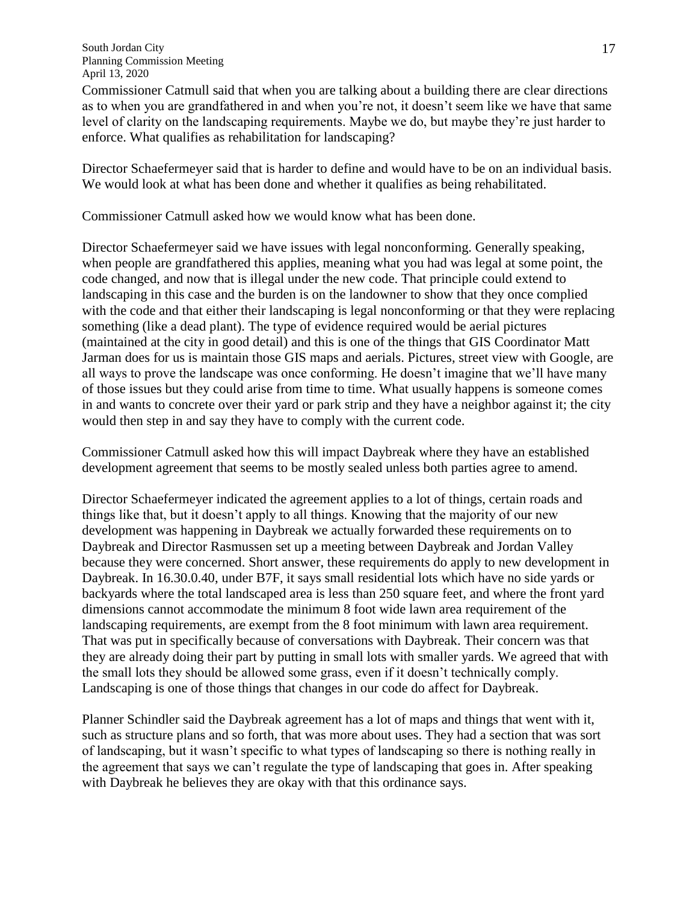Commissioner Catmull said that when you are talking about a building there are clear directions as to when you are grandfathered in and when you're not, it doesn't seem like we have that same level of clarity on the landscaping requirements. Maybe we do, but maybe they're just harder to enforce. What qualifies as rehabilitation for landscaping?

Director Schaefermeyer said that is harder to define and would have to be on an individual basis. We would look at what has been done and whether it qualifies as being rehabilitated.

Commissioner Catmull asked how we would know what has been done.

Director Schaefermeyer said we have issues with legal nonconforming. Generally speaking, when people are grandfathered this applies, meaning what you had was legal at some point, the code changed, and now that is illegal under the new code. That principle could extend to landscaping in this case and the burden is on the landowner to show that they once complied with the code and that either their landscaping is legal nonconforming or that they were replacing something (like a dead plant). The type of evidence required would be aerial pictures (maintained at the city in good detail) and this is one of the things that GIS Coordinator Matt Jarman does for us is maintain those GIS maps and aerials. Pictures, street view with Google, are all ways to prove the landscape was once conforming. He doesn't imagine that we'll have many of those issues but they could arise from time to time. What usually happens is someone comes in and wants to concrete over their yard or park strip and they have a neighbor against it; the city would then step in and say they have to comply with the current code.

Commissioner Catmull asked how this will impact Daybreak where they have an established development agreement that seems to be mostly sealed unless both parties agree to amend.

Director Schaefermeyer indicated the agreement applies to a lot of things, certain roads and things like that, but it doesn't apply to all things. Knowing that the majority of our new development was happening in Daybreak we actually forwarded these requirements on to Daybreak and Director Rasmussen set up a meeting between Daybreak and Jordan Valley because they were concerned. Short answer, these requirements do apply to new development in Daybreak. In 16.30.0.40, under B7F, it says small residential lots which have no side yards or backyards where the total landscaped area is less than 250 square feet, and where the front yard dimensions cannot accommodate the minimum 8 foot wide lawn area requirement of the landscaping requirements, are exempt from the 8 foot minimum with lawn area requirement. That was put in specifically because of conversations with Daybreak. Their concern was that they are already doing their part by putting in small lots with smaller yards. We agreed that with the small lots they should be allowed some grass, even if it doesn't technically comply. Landscaping is one of those things that changes in our code do affect for Daybreak.

Planner Schindler said the Daybreak agreement has a lot of maps and things that went with it, such as structure plans and so forth, that was more about uses. They had a section that was sort of landscaping, but it wasn't specific to what types of landscaping so there is nothing really in the agreement that says we can't regulate the type of landscaping that goes in. After speaking with Daybreak he believes they are okay with that this ordinance says.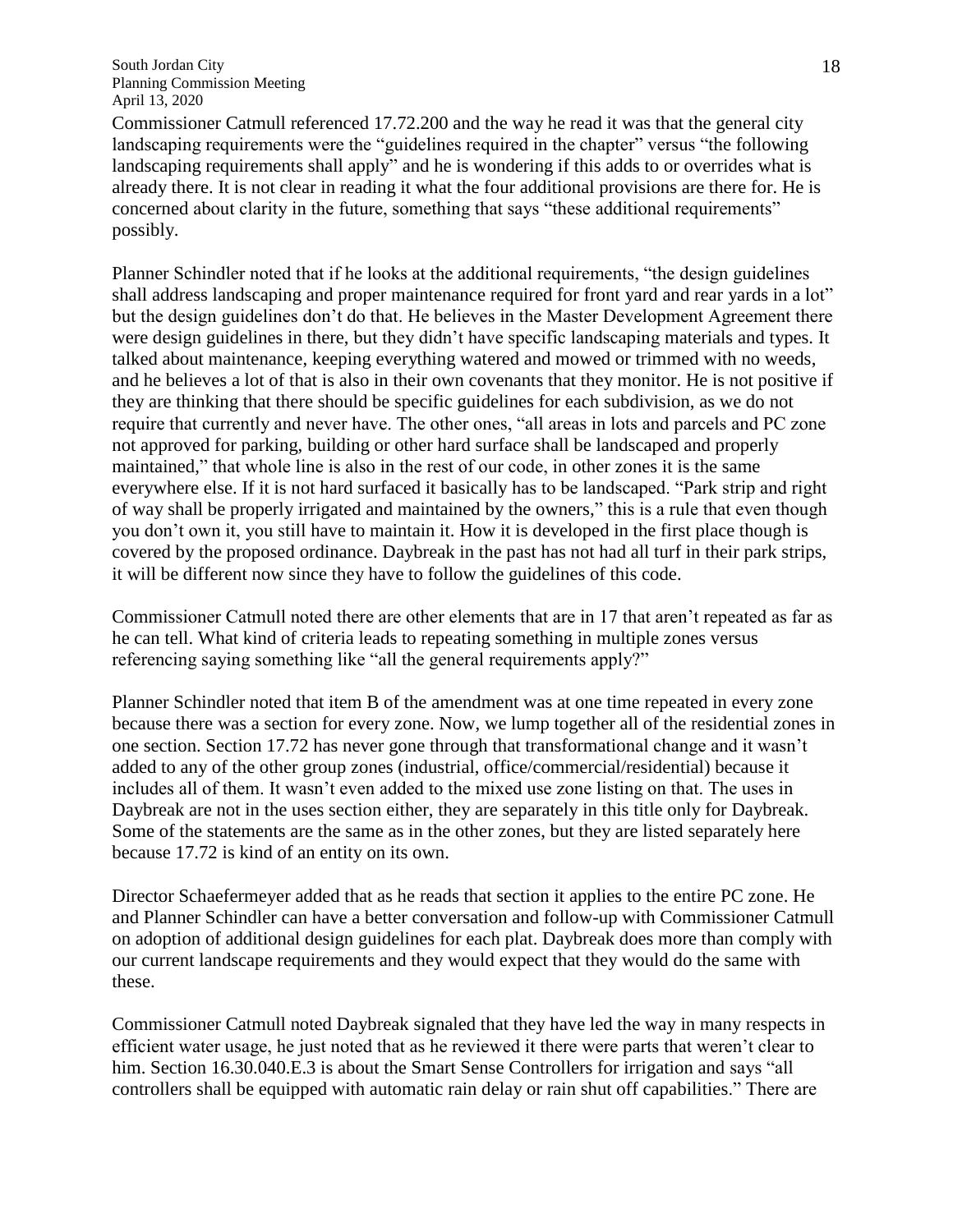Commissioner Catmull referenced 17.72.200 and the way he read it was that the general city landscaping requirements were the "guidelines required in the chapter" versus "the following landscaping requirements shall apply" and he is wondering if this adds to or overrides what is already there. It is not clear in reading it what the four additional provisions are there for. He is concerned about clarity in the future, something that says "these additional requirements" possibly.

Planner Schindler noted that if he looks at the additional requirements, "the design guidelines shall address landscaping and proper maintenance required for front yard and rear yards in a lot" but the design guidelines don't do that. He believes in the Master Development Agreement there were design guidelines in there, but they didn't have specific landscaping materials and types. It talked about maintenance, keeping everything watered and mowed or trimmed with no weeds, and he believes a lot of that is also in their own covenants that they monitor. He is not positive if they are thinking that there should be specific guidelines for each subdivision, as we do not require that currently and never have. The other ones, "all areas in lots and parcels and PC zone not approved for parking, building or other hard surface shall be landscaped and properly maintained," that whole line is also in the rest of our code, in other zones it is the same everywhere else. If it is not hard surfaced it basically has to be landscaped. "Park strip and right of way shall be properly irrigated and maintained by the owners," this is a rule that even though you don't own it, you still have to maintain it. How it is developed in the first place though is covered by the proposed ordinance. Daybreak in the past has not had all turf in their park strips, it will be different now since they have to follow the guidelines of this code.

Commissioner Catmull noted there are other elements that are in 17 that aren't repeated as far as he can tell. What kind of criteria leads to repeating something in multiple zones versus referencing saying something like "all the general requirements apply?"

Planner Schindler noted that item B of the amendment was at one time repeated in every zone because there was a section for every zone. Now, we lump together all of the residential zones in one section. Section 17.72 has never gone through that transformational change and it wasn't added to any of the other group zones (industrial, office/commercial/residential) because it includes all of them. It wasn't even added to the mixed use zone listing on that. The uses in Daybreak are not in the uses section either, they are separately in this title only for Daybreak. Some of the statements are the same as in the other zones, but they are listed separately here because 17.72 is kind of an entity on its own.

Director Schaefermeyer added that as he reads that section it applies to the entire PC zone. He and Planner Schindler can have a better conversation and follow-up with Commissioner Catmull on adoption of additional design guidelines for each plat. Daybreak does more than comply with our current landscape requirements and they would expect that they would do the same with these.

Commissioner Catmull noted Daybreak signaled that they have led the way in many respects in efficient water usage, he just noted that as he reviewed it there were parts that weren't clear to him. Section 16.30.040.E.3 is about the Smart Sense Controllers for irrigation and says "all controllers shall be equipped with automatic rain delay or rain shut off capabilities." There are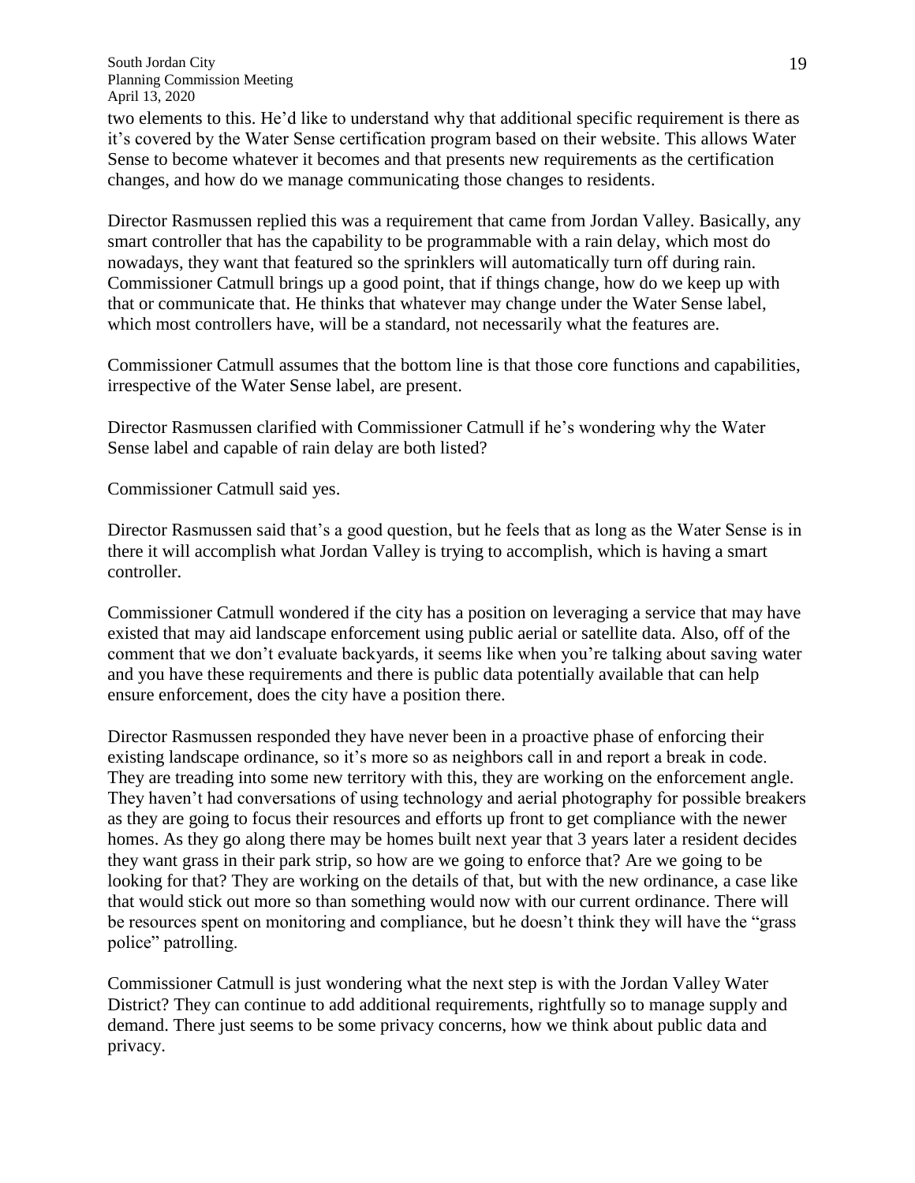two elements to this. He'd like to understand why that additional specific requirement is there as it's covered by the Water Sense certification program based on their website. This allows Water Sense to become whatever it becomes and that presents new requirements as the certification changes, and how do we manage communicating those changes to residents.

Director Rasmussen replied this was a requirement that came from Jordan Valley. Basically, any smart controller that has the capability to be programmable with a rain delay, which most do nowadays, they want that featured so the sprinklers will automatically turn off during rain. Commissioner Catmull brings up a good point, that if things change, how do we keep up with that or communicate that. He thinks that whatever may change under the Water Sense label, which most controllers have, will be a standard, not necessarily what the features are.

Commissioner Catmull assumes that the bottom line is that those core functions and capabilities, irrespective of the Water Sense label, are present.

Director Rasmussen clarified with Commissioner Catmull if he's wondering why the Water Sense label and capable of rain delay are both listed?

Commissioner Catmull said yes.

Director Rasmussen said that's a good question, but he feels that as long as the Water Sense is in there it will accomplish what Jordan Valley is trying to accomplish, which is having a smart controller.

Commissioner Catmull wondered if the city has a position on leveraging a service that may have existed that may aid landscape enforcement using public aerial or satellite data. Also, off of the comment that we don't evaluate backyards, it seems like when you're talking about saving water and you have these requirements and there is public data potentially available that can help ensure enforcement, does the city have a position there.

Director Rasmussen responded they have never been in a proactive phase of enforcing their existing landscape ordinance, so it's more so as neighbors call in and report a break in code. They are treading into some new territory with this, they are working on the enforcement angle. They haven't had conversations of using technology and aerial photography for possible breakers as they are going to focus their resources and efforts up front to get compliance with the newer homes. As they go along there may be homes built next year that 3 years later a resident decides they want grass in their park strip, so how are we going to enforce that? Are we going to be looking for that? They are working on the details of that, but with the new ordinance, a case like that would stick out more so than something would now with our current ordinance. There will be resources spent on monitoring and compliance, but he doesn't think they will have the "grass police" patrolling.

Commissioner Catmull is just wondering what the next step is with the Jordan Valley Water District? They can continue to add additional requirements, rightfully so to manage supply and demand. There just seems to be some privacy concerns, how we think about public data and privacy.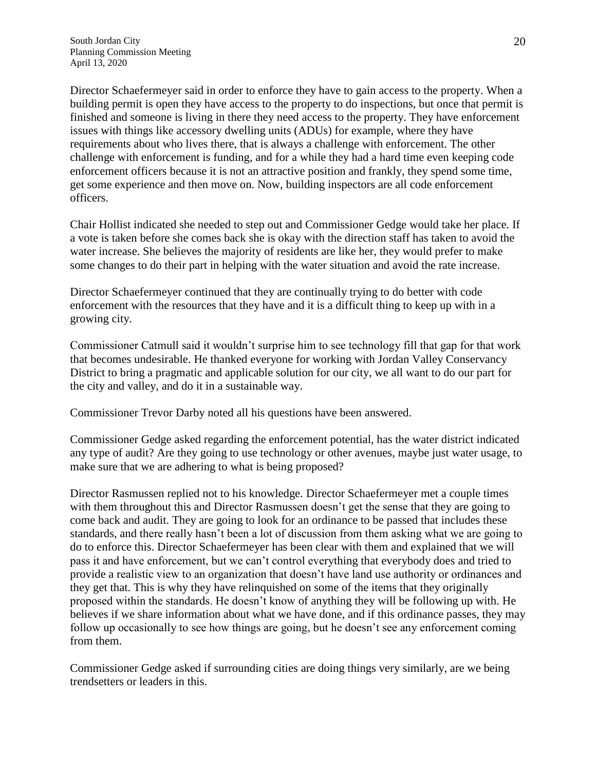Director Schaefermeyer said in order to enforce they have to gain access to the property. When a building permit is open they have access to the property to do inspections, but once that permit is finished and someone is living in there they need access to the property. They have enforcement issues with things like accessory dwelling units (ADUs) for example, where they have requirements about who lives there, that is always a challenge with enforcement. The other challenge with enforcement is funding, and for a while they had a hard time even keeping code enforcement officers because it is not an attractive position and frankly, they spend some time, get some experience and then move on. Now, building inspectors are all code enforcement officers.

Chair Hollist indicated she needed to step out and Commissioner Gedge would take her place. If a vote is taken before she comes back she is okay with the direction staff has taken to avoid the water increase. She believes the majority of residents are like her, they would prefer to make some changes to do their part in helping with the water situation and avoid the rate increase.

Director Schaefermeyer continued that they are continually trying to do better with code enforcement with the resources that they have and it is a difficult thing to keep up with in a growing city.

Commissioner Catmull said it wouldn't surprise him to see technology fill that gap for that work that becomes undesirable. He thanked everyone for working with Jordan Valley Conservancy District to bring a pragmatic and applicable solution for our city, we all want to do our part for the city and valley, and do it in a sustainable way.

Commissioner Trevor Darby noted all his questions have been answered.

Commissioner Gedge asked regarding the enforcement potential, has the water district indicated any type of audit? Are they going to use technology or other avenues, maybe just water usage, to make sure that we are adhering to what is being proposed?

Director Rasmussen replied not to his knowledge. Director Schaefermeyer met a couple times with them throughout this and Director Rasmussen doesn't get the sense that they are going to come back and audit. They are going to look for an ordinance to be passed that includes these standards, and there really hasn't been a lot of discussion from them asking what we are going to do to enforce this. Director Schaefermeyer has been clear with them and explained that we will pass it and have enforcement, but we can't control everything that everybody does and tried to provide a realistic view to an organization that doesn't have land use authority or ordinances and they get that. This is why they have relinquished on some of the items that they originally proposed within the standards. He doesn't know of anything they will be following up with. He believes if we share information about what we have done, and if this ordinance passes, they may follow up occasionally to see how things are going, but he doesn't see any enforcement coming from them.

Commissioner Gedge asked if surrounding cities are doing things very similarly, are we being trendsetters or leaders in this.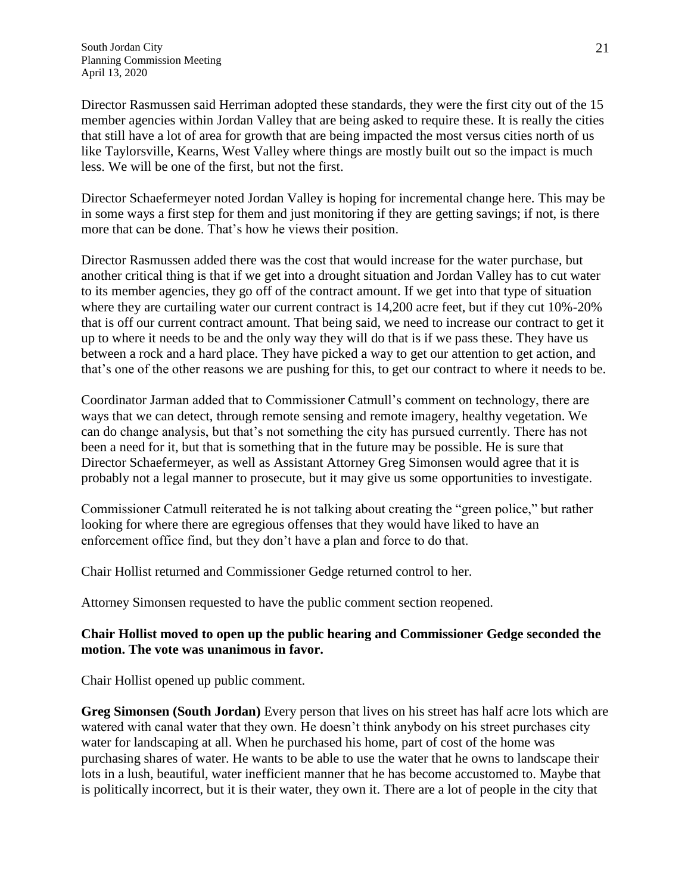Director Rasmussen said Herriman adopted these standards, they were the first city out of the 15 member agencies within Jordan Valley that are being asked to require these. It is really the cities that still have a lot of area for growth that are being impacted the most versus cities north of us like Taylorsville, Kearns, West Valley where things are mostly built out so the impact is much less. We will be one of the first, but not the first.

Director Schaefermeyer noted Jordan Valley is hoping for incremental change here. This may be in some ways a first step for them and just monitoring if they are getting savings; if not, is there more that can be done. That's how he views their position.

Director Rasmussen added there was the cost that would increase for the water purchase, but another critical thing is that if we get into a drought situation and Jordan Valley has to cut water to its member agencies, they go off of the contract amount. If we get into that type of situation where they are curtailing water our current contract is 14,200 acre feet, but if they cut 10%-20% that is off our current contract amount. That being said, we need to increase our contract to get it up to where it needs to be and the only way they will do that is if we pass these. They have us between a rock and a hard place. They have picked a way to get our attention to get action, and that's one of the other reasons we are pushing for this, to get our contract to where it needs to be.

Coordinator Jarman added that to Commissioner Catmull's comment on technology, there are ways that we can detect, through remote sensing and remote imagery, healthy vegetation. We can do change analysis, but that's not something the city has pursued currently. There has not been a need for it, but that is something that in the future may be possible. He is sure that Director Schaefermeyer, as well as Assistant Attorney Greg Simonsen would agree that it is probably not a legal manner to prosecute, but it may give us some opportunities to investigate.

Commissioner Catmull reiterated he is not talking about creating the "green police," but rather looking for where there are egregious offenses that they would have liked to have an enforcement office find, but they don't have a plan and force to do that.

Chair Hollist returned and Commissioner Gedge returned control to her.

Attorney Simonsen requested to have the public comment section reopened.

**Chair Hollist moved to open up the public hearing and Commissioner Gedge seconded the motion. The vote was unanimous in favor.**

Chair Hollist opened up public comment.

**Greg Simonsen (South Jordan)** Every person that lives on his street has half acre lots which are watered with canal water that they own. He doesn't think anybody on his street purchases city water for landscaping at all. When he purchased his home, part of cost of the home was purchasing shares of water. He wants to be able to use the water that he owns to landscape their lots in a lush, beautiful, water inefficient manner that he has become accustomed to. Maybe that is politically incorrect, but it is their water, they own it. There are a lot of people in the city that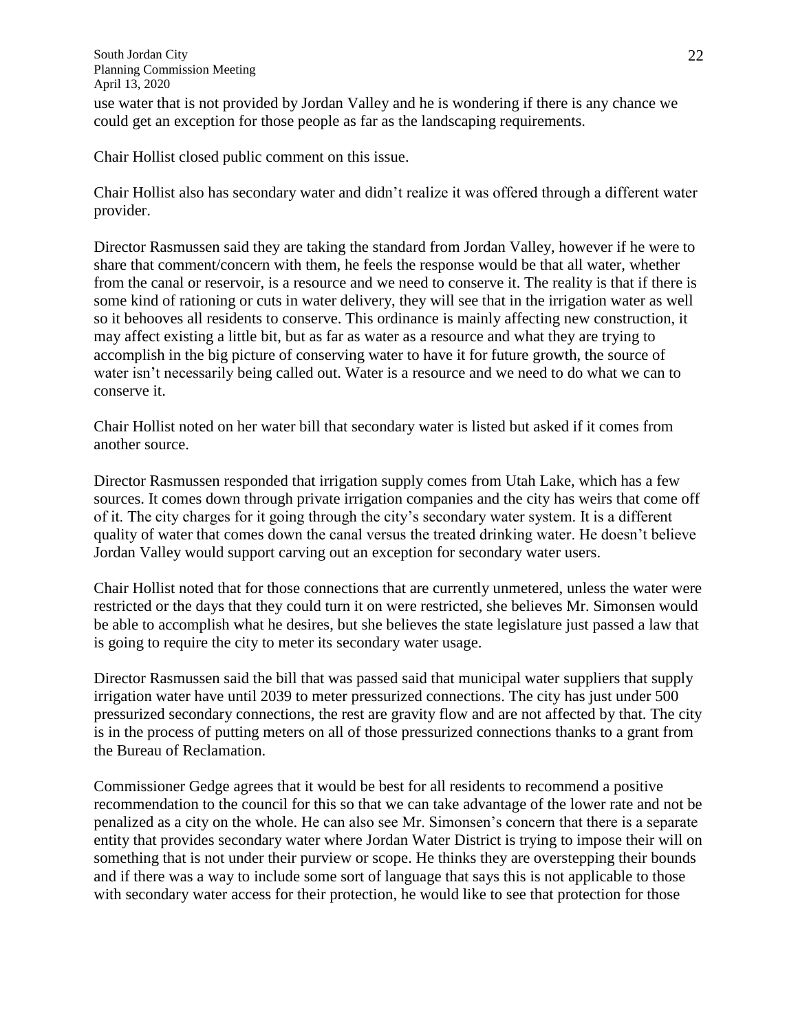use water that is not provided by Jordan Valley and he is wondering if there is any chance we could get an exception for those people as far as the landscaping requirements.

Chair Hollist closed public comment on this issue.

Chair Hollist also has secondary water and didn't realize it was offered through a different water provider.

Director Rasmussen said they are taking the standard from Jordan Valley, however if he were to share that comment/concern with them, he feels the response would be that all water, whether from the canal or reservoir, is a resource and we need to conserve it. The reality is that if there is some kind of rationing or cuts in water delivery, they will see that in the irrigation water as well so it behooves all residents to conserve. This ordinance is mainly affecting new construction, it may affect existing a little bit, but as far as water as a resource and what they are trying to accomplish in the big picture of conserving water to have it for future growth, the source of water isn't necessarily being called out. Water is a resource and we need to do what we can to conserve it.

Chair Hollist noted on her water bill that secondary water is listed but asked if it comes from another source.

Director Rasmussen responded that irrigation supply comes from Utah Lake, which has a few sources. It comes down through private irrigation companies and the city has weirs that come off of it. The city charges for it going through the city's secondary water system. It is a different quality of water that comes down the canal versus the treated drinking water. He doesn't believe Jordan Valley would support carving out an exception for secondary water users.

Chair Hollist noted that for those connections that are currently unmetered, unless the water were restricted or the days that they could turn it on were restricted, she believes Mr. Simonsen would be able to accomplish what he desires, but she believes the state legislature just passed a law that is going to require the city to meter its secondary water usage.

Director Rasmussen said the bill that was passed said that municipal water suppliers that supply irrigation water have until 2039 to meter pressurized connections. The city has just under 500 pressurized secondary connections, the rest are gravity flow and are not affected by that. The city is in the process of putting meters on all of those pressurized connections thanks to a grant from the Bureau of Reclamation.

Commissioner Gedge agrees that it would be best for all residents to recommend a positive recommendation to the council for this so that we can take advantage of the lower rate and not be penalized as a city on the whole. He can also see Mr. Simonsen's concern that there is a separate entity that provides secondary water where Jordan Water District is trying to impose their will on something that is not under their purview or scope. He thinks they are overstepping their bounds and if there was a way to include some sort of language that says this is not applicable to those with secondary water access for their protection, he would like to see that protection for those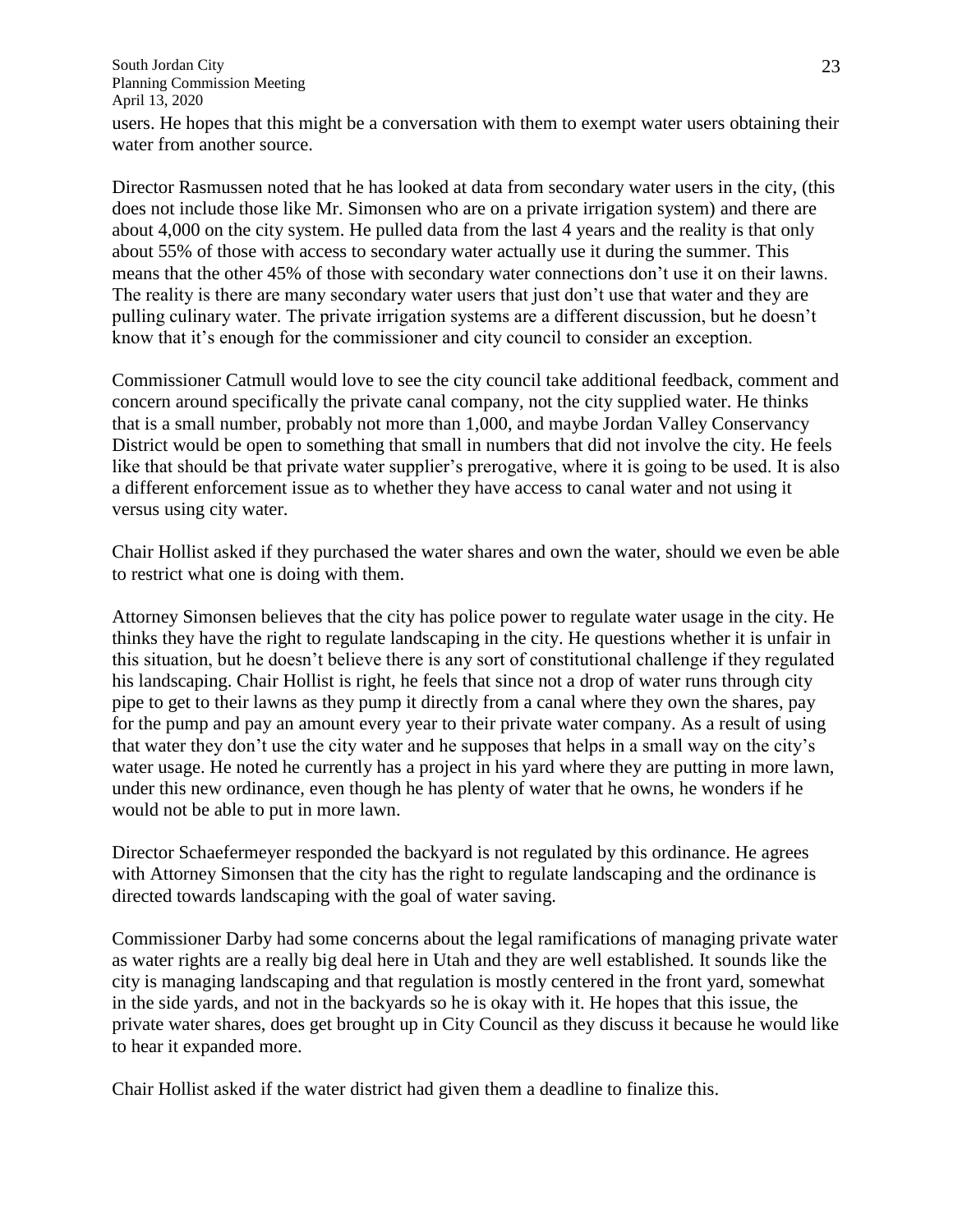users. He hopes that this might be a conversation with them to exempt water users obtaining their water from another source.

Director Rasmussen noted that he has looked at data from secondary water users in the city, (this does not include those like Mr. Simonsen who are on a private irrigation system) and there are about 4,000 on the city system. He pulled data from the last 4 years and the reality is that only about 55% of those with access to secondary water actually use it during the summer. This means that the other 45% of those with secondary water connections don't use it on their lawns. The reality is there are many secondary water users that just don't use that water and they are pulling culinary water. The private irrigation systems are a different discussion, but he doesn't know that it's enough for the commissioner and city council to consider an exception.

Commissioner Catmull would love to see the city council take additional feedback, comment and concern around specifically the private canal company, not the city supplied water. He thinks that is a small number, probably not more than 1,000, and maybe Jordan Valley Conservancy District would be open to something that small in numbers that did not involve the city. He feels like that should be that private water supplier's prerogative, where it is going to be used. It is also a different enforcement issue as to whether they have access to canal water and not using it versus using city water.

Chair Hollist asked if they purchased the water shares and own the water, should we even be able to restrict what one is doing with them.

Attorney Simonsen believes that the city has police power to regulate water usage in the city. He thinks they have the right to regulate landscaping in the city. He questions whether it is unfair in this situation, but he doesn't believe there is any sort of constitutional challenge if they regulated his landscaping. Chair Hollist is right, he feels that since not a drop of water runs through city pipe to get to their lawns as they pump it directly from a canal where they own the shares, pay for the pump and pay an amount every year to their private water company. As a result of using that water they don't use the city water and he supposes that helps in a small way on the city's water usage. He noted he currently has a project in his yard where they are putting in more lawn, under this new ordinance, even though he has plenty of water that he owns, he wonders if he would not be able to put in more lawn.

Director Schaefermeyer responded the backyard is not regulated by this ordinance. He agrees with Attorney Simonsen that the city has the right to regulate landscaping and the ordinance is directed towards landscaping with the goal of water saving.

Commissioner Darby had some concerns about the legal ramifications of managing private water as water rights are a really big deal here in Utah and they are well established. It sounds like the city is managing landscaping and that regulation is mostly centered in the front yard, somewhat in the side yards, and not in the backyards so he is okay with it. He hopes that this issue, the private water shares, does get brought up in City Council as they discuss it because he would like to hear it expanded more.

Chair Hollist asked if the water district had given them a deadline to finalize this.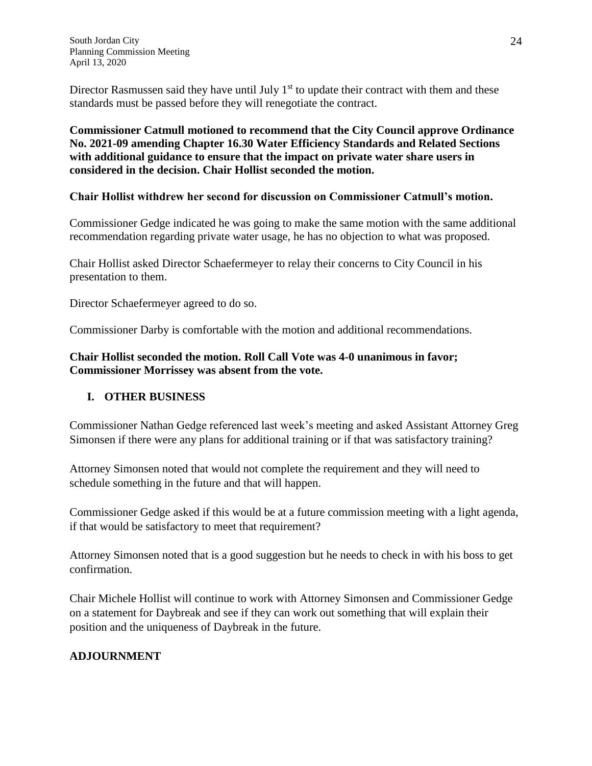Director Rasmussen said they have until July 1st to update their contract with them and these standards must be passed before they will renegotiate the contract.

**Commissioner Catmull motioned to recommend that the City Council approve Ordinance No. 2021-09 amending Chapter 16.30 Water Efficiency Standards and Related Sections with additional guidance to ensure that the impact on private water share users in considered in the decision. Chair Hollist seconded the motion.**

**Chair Hollist withdrew her second for discussion on Commissioner Catmull's motion.**

Commissioner Gedge indicated he was going to make the same motion with the same additional recommendation regarding private water usage, he has no objection to what was proposed.

Chair Hollist asked Director Schaefermeyer to relay their concerns to City Council in his presentation to them.

Director Schaefermeyer agreed to do so.

Commissioner Darby is comfortable with the motion and additional recommendations.

**Chair Hollist seconded the motion. Roll Call Vote was 4-0 unanimous in favor; Commissioner Morrissey was absent from the vote.**

## I. OTHER BUSINESS

Commissioner Nathan Gedge referenced last week's meeting and asked Assistant Attorney Greg Simonsen if there were any plans for additional training or if that was satisfactory training?

Attorney Simonsen noted that would not complete the requirement and they will need to schedule something in the future and that will happen.

Commissioner Gedge asked if this would be at a future commission meeting with a light agenda, if that would be satisfactory to meet that requirement?

Attorney Simonsen noted that is a good suggestion but he needs to check in with his boss to get confirmation.

Chair Michele Hollist will continue to work with Attorney Simonsen and Commissioner Gedge on a statement for Daybreak and see if they can work out something that will explain their position and the uniqueness of Daybreak in the future.

## ADJOURNMENT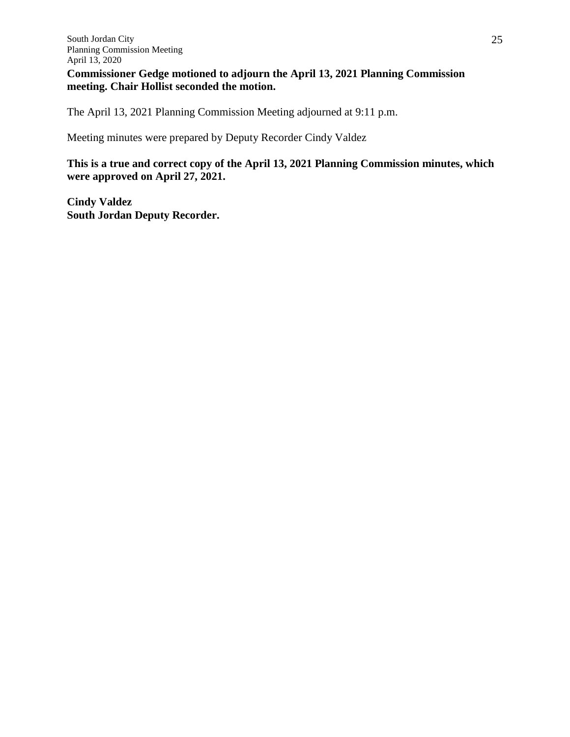**Commissioner Gedge motioned to adjourn the April 13, 2021 Planning Commission meeting. Chair Hollist seconded the motion.**

The April 13, 2021 Planning Commission Meeting adjourned at 9:11 p.m.

Meeting minutes were prepared by Deputy Recorder Cindy Valdez

**This is a true and correct copy of the April 13, 2021 Planning Commission minutes, which were approved on April 27, 2021.**

**Cindy Valdez**
**South Jordan Deputy Recorder.**